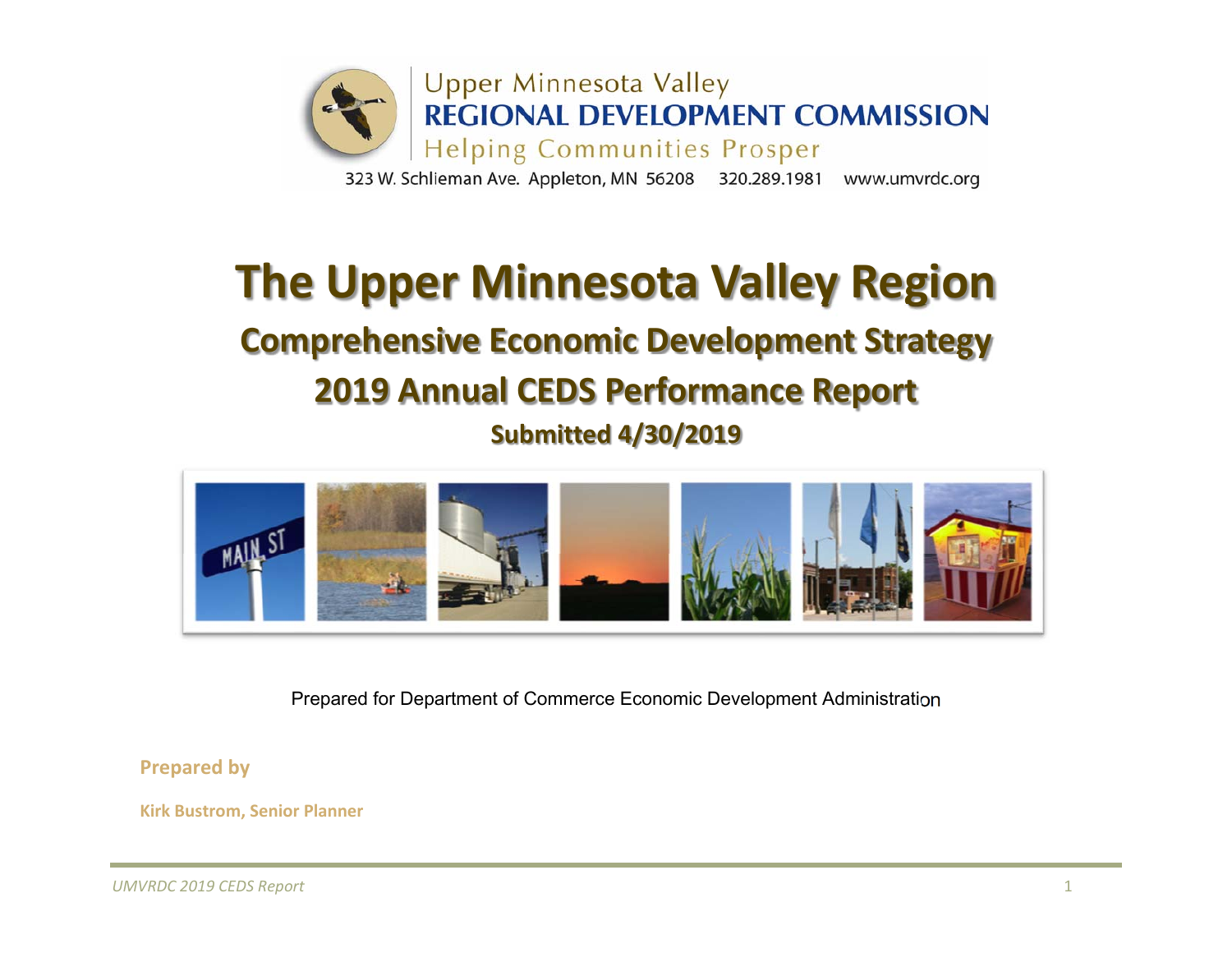Upper Minnesota Valley
**REGIONAL DEVELOPMENT COMMISSION**
Helping Communities Prosper

323 W. Schlieman Ave. Appleton, MN 56208   320.289.1981   www.umvrdc.org

# The Upper Minnesota Valley Region

## Comprehensive Economic Development Strategy

## 2019 Annual CEDS Performance Report

### Submitted 4/30/2019

Prepared for Department of Commerce Economic Development Administration

**Prepared by**

**Kirk Bustrom, Senior Planner**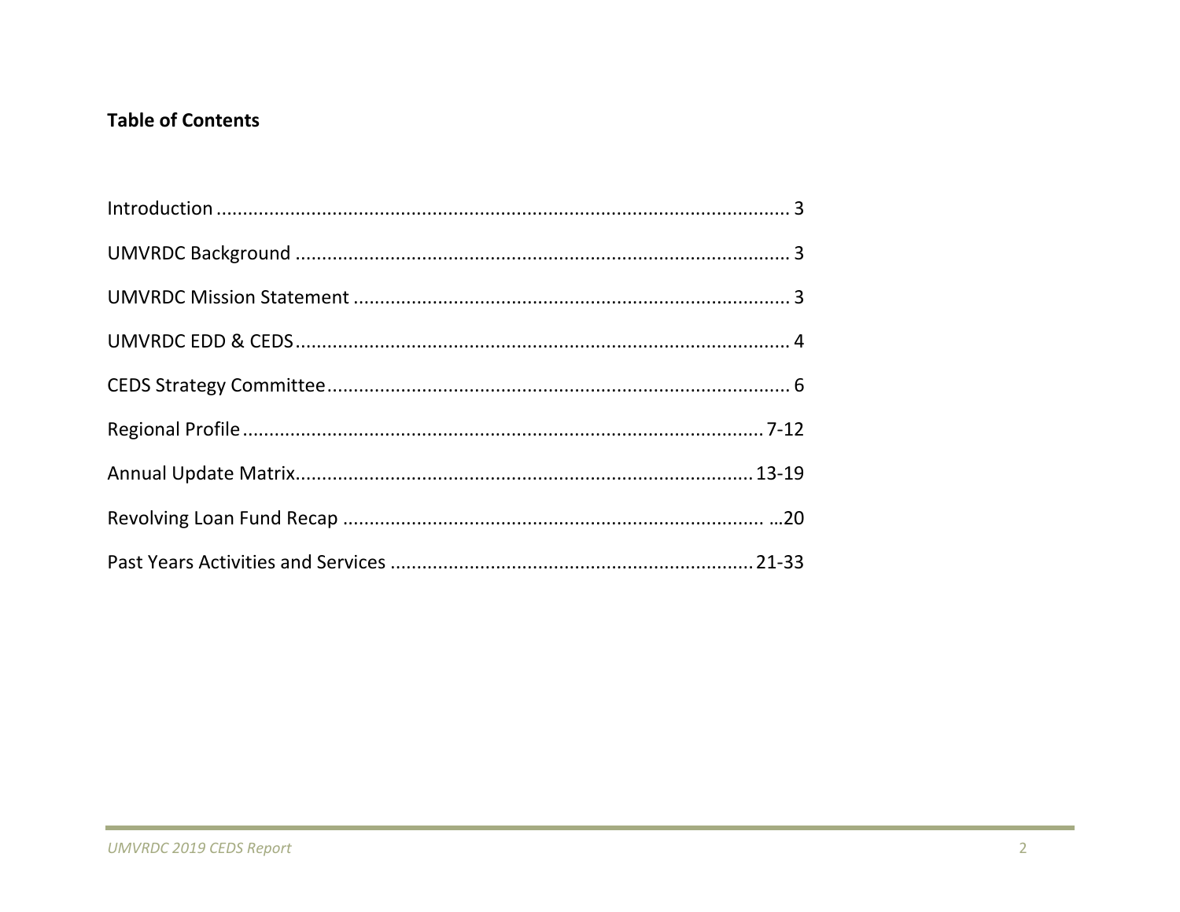**Table of Contents**

Introduction ............................................................................................................ 3

UMVRDC Background ........................................................................................... 3

UMVRDC Mission Statement ................................................................................. 3

UMVRDC EDD & CEDS........................................................................................... 4

CEDS Strategy Committee...................................................................................... 6

Regional Profile ................................................................................................ 7-12

Annual Update Matrix..................................................................................... 13-19

Revolving Loan Fund Recap ............................................................................. …20

Past Years Activities and Services ................................................................... 21-33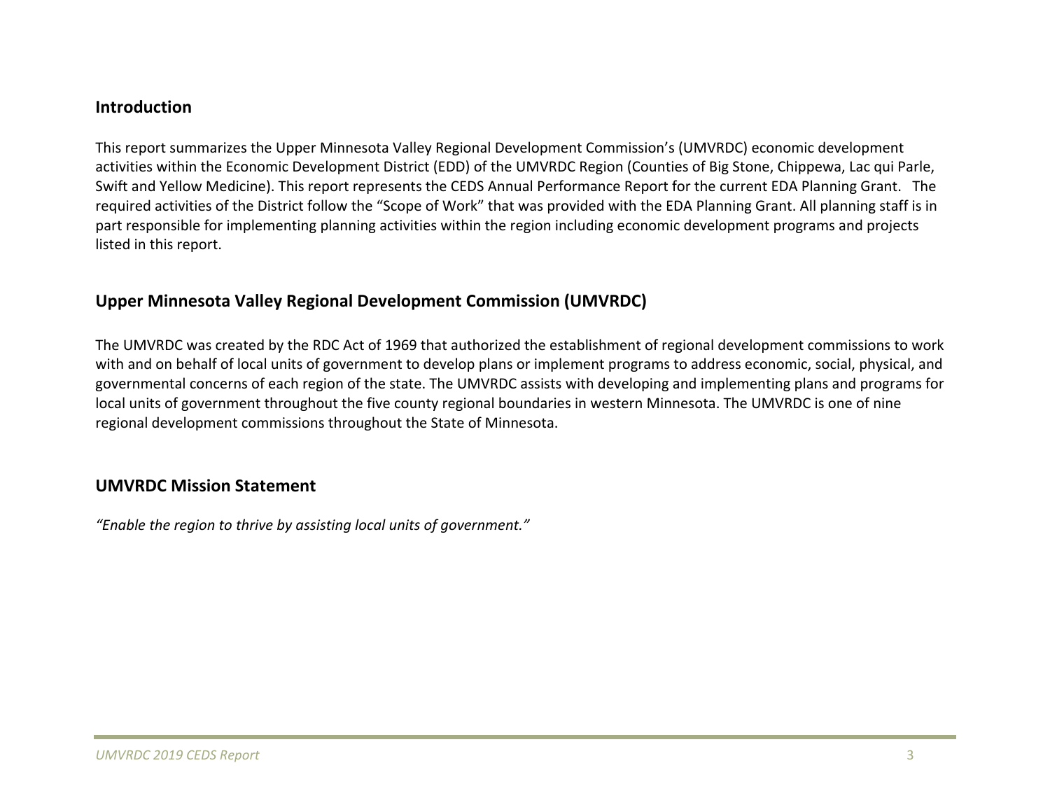## Introduction

This report summarizes the Upper Minnesota Valley Regional Development Commission's (UMVRDC) economic development activities within the Economic Development District (EDD) of the UMVRDC Region (Counties of Big Stone, Chippewa, Lac qui Parle, Swift and Yellow Medicine). This report represents the CEDS Annual Performance Report for the current EDA Planning Grant. The required activities of the District follow the "Scope of Work" that was provided with the EDA Planning Grant. All planning staff is in part responsible for implementing planning activities within the region including economic development programs and projects listed in this report.

## Upper Minnesota Valley Regional Development Commission (UMVRDC)

The UMVRDC was created by the RDC Act of 1969 that authorized the establishment of regional development commissions to work with and on behalf of local units of government to develop plans or implement programs to address economic, social, physical, and governmental concerns of each region of the state. The UMVRDC assists with developing and implementing plans and programs for local units of government throughout the five county regional boundaries in western Minnesota. The UMVRDC is one of nine regional development commissions throughout the State of Minnesota.

## UMVRDC Mission Statement

*"Enable the region to thrive by assisting local units of government."*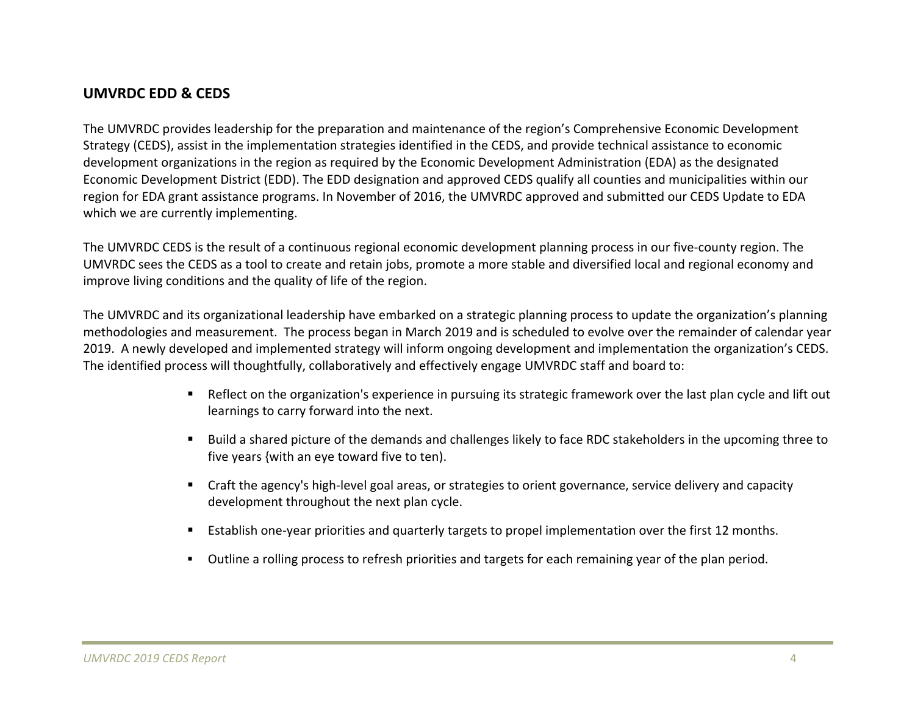## UMVRDC EDD & CEDS

The UMVRDC provides leadership for the preparation and maintenance of the region's Comprehensive Economic Development Strategy (CEDS), assist in the implementation strategies identified in the CEDS, and provide technical assistance to economic development organizations in the region as required by the Economic Development Administration (EDA) as the designated Economic Development District (EDD). The EDD designation and approved CEDS qualify all counties and municipalities within our region for EDA grant assistance programs. In November of 2016, the UMVRDC approved and submitted our CEDS Update to EDA which we are currently implementing.

The UMVRDC CEDS is the result of a continuous regional economic development planning process in our five-county region. The UMVRDC sees the CEDS as a tool to create and retain jobs, promote a more stable and diversified local and regional economy and improve living conditions and the quality of life of the region.

The UMVRDC and its organizational leadership have embarked on a strategic planning process to update the organization's planning methodologies and measurement. The process began in March 2019 and is scheduled to evolve over the remainder of calendar year 2019. A newly developed and implemented strategy will inform ongoing development and implementation the organization's CEDS. The identified process will thoughtfully, collaboratively and effectively engage UMVRDC staff and board to:

- Reflect on the organization's experience in pursuing its strategic framework over the last plan cycle and lift out learnings to carry forward into the next.
- Build a shared picture of the demands and challenges likely to face RDC stakeholders in the upcoming three to five years {with an eye toward five to ten).
- Craft the agency's high-level goal areas, or strategies to orient governance, service delivery and capacity development throughout the next plan cycle.
- Establish one-year priorities and quarterly targets to propel implementation over the first 12 months.
- Outline a rolling process to refresh priorities and targets for each remaining year of the plan period.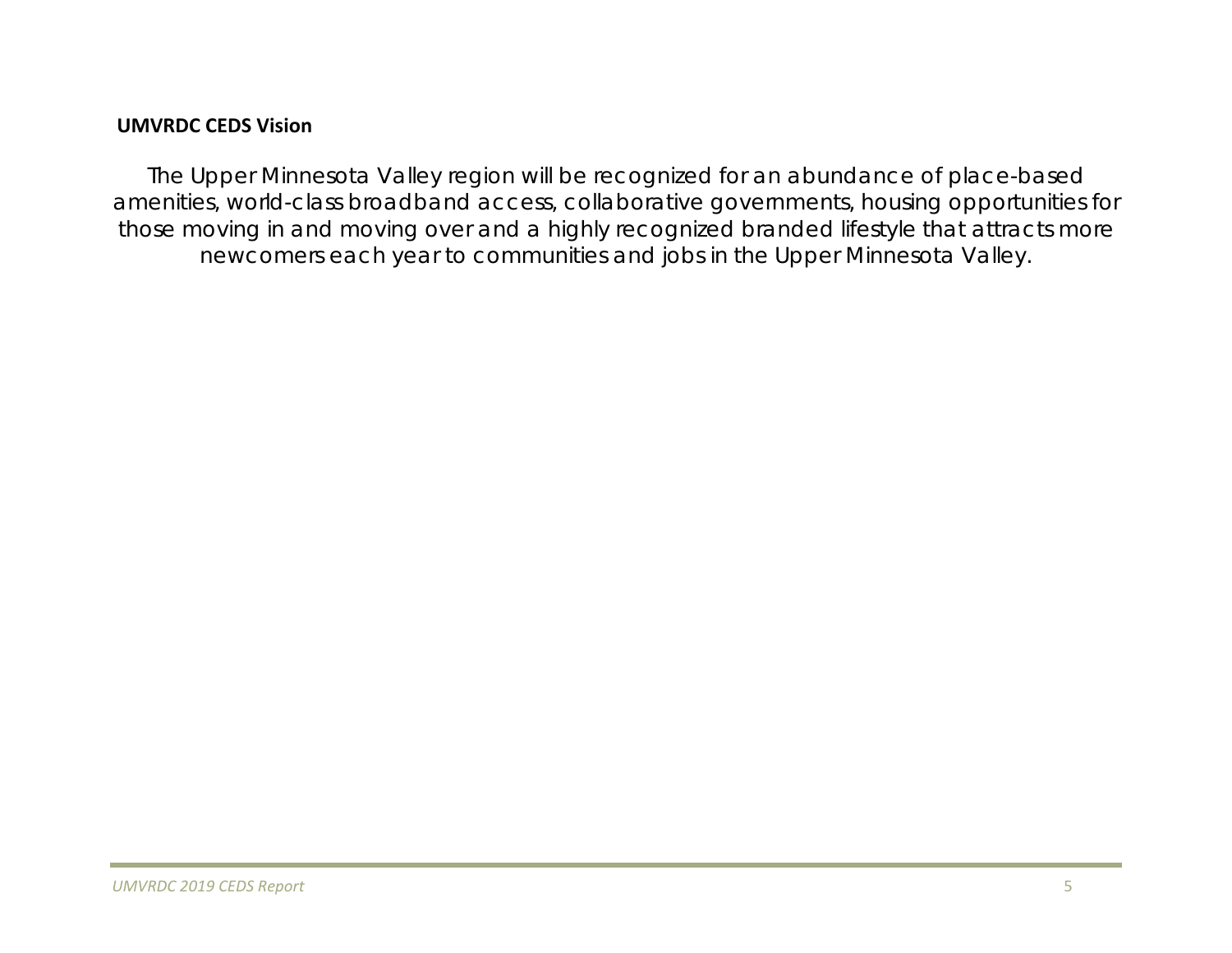**UMVRDC CEDS Vision**

The Upper Minnesota Valley region will be recognized for an abundance of place-based amenities, world-class broadband access, collaborative governments, housing opportunities for those moving in and moving over and a highly recognized branded lifestyle that attracts more newcomers each year to communities and jobs in the Upper Minnesota Valley.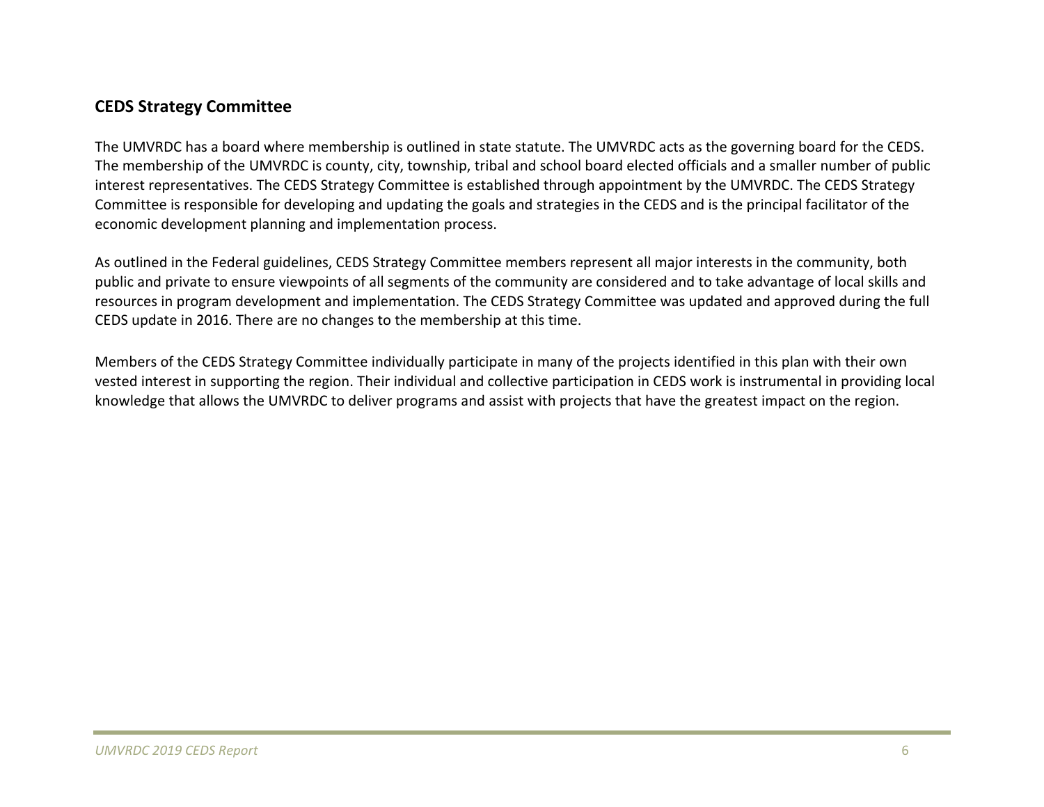## CEDS Strategy Committee

The UMVRDC has a board where membership is outlined in state statute. The UMVRDC acts as the governing board for the CEDS. The membership of the UMVRDC is county, city, township, tribal and school board elected officials and a smaller number of public interest representatives. The CEDS Strategy Committee is established through appointment by the UMVRDC. The CEDS Strategy Committee is responsible for developing and updating the goals and strategies in the CEDS and is the principal facilitator of the economic development planning and implementation process.

As outlined in the Federal guidelines, CEDS Strategy Committee members represent all major interests in the community, both public and private to ensure viewpoints of all segments of the community are considered and to take advantage of local skills and resources in program development and implementation. The CEDS Strategy Committee was updated and approved during the full CEDS update in 2016. There are no changes to the membership at this time.

Members of the CEDS Strategy Committee individually participate in many of the projects identified in this plan with their own vested interest in supporting the region. Their individual and collective participation in CEDS work is instrumental in providing local knowledge that allows the UMVRDC to deliver programs and assist with projects that have the greatest impact on the region.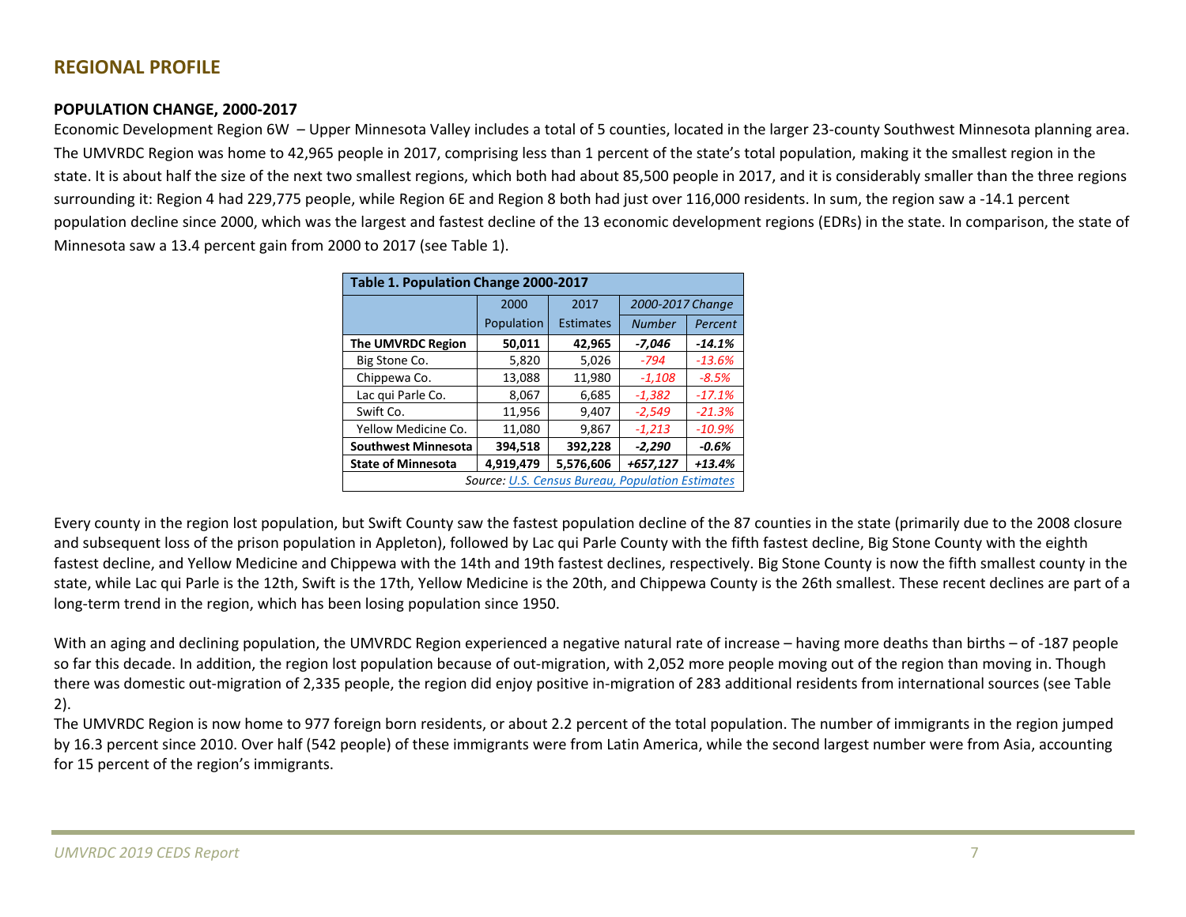## REGIONAL PROFILE

### POPULATION CHANGE, 2000-2017

Economic Development Region 6W – Upper Minnesota Valley includes a total of 5 counties, located in the larger 23-county Southwest Minnesota planning area. The UMVRDC Region was home to 42,965 people in 2017, comprising less than 1 percent of the state's total population, making it the smallest region in the state. It is about half the size of the next two smallest regions, which both had about 85,500 people in 2017, and it is considerably smaller than the three regions surrounding it: Region 4 had 229,775 people, while Region 6E and Region 8 both had just over 116,000 residents. In sum, the region saw a -14.1 percent population decline since 2000, which was the largest and fastest decline of the 13 economic development regions (EDRs) in the state. In comparison, the state of Minnesota saw a 13.4 percent gain from 2000 to 2017 (see Table 1).

| Table 1. Population Change 2000-2017 | | | | |
|---|---|---|---|---|
| | 2000 Population | 2017 Estimates | *2000-2017 Change* | |
| | | | *Number* | *Percent* |
| **The UMVRDC Region** | **50,011** | **42,965** | ***-7,046*** | ***-14.1%*** |
| Big Stone Co. | 5,820 | 5,026 | *-794* | *-13.6%* |
| Chippewa Co. | 13,088 | 11,980 | *-1,108* | *-8.5%* |
| Lac qui Parle Co. | 8,067 | 6,685 | *-1,382* | *-17.1%* |
| Swift Co. | 11,956 | 9,407 | *-2,549* | *-21.3%* |
| Yellow Medicine Co. | 11,080 | 9,867 | *-1,213* | *-10.9%* |
| **Southwest Minnesota** | **394,518** | **392,228** | ***-2,290*** | ***-0.6%*** |
| **State of Minnesota** | **4,919,479** | **5,576,606** | ***+657,127*** | ***+13.4%*** |

*Source: U.S. Census Bureau, Population Estimates*

Every county in the region lost population, but Swift County saw the fastest population decline of the 87 counties in the state (primarily due to the 2008 closure and subsequent loss of the prison population in Appleton), followed by Lac qui Parle County with the fifth fastest decline, Big Stone County with the eighth fastest decline, and Yellow Medicine and Chippewa with the 14th and 19th fastest declines, respectively. Big Stone County is now the fifth smallest county in the state, while Lac qui Parle is the 12th, Swift is the 17th, Yellow Medicine is the 20th, and Chippewa County is the 26th smallest. These recent declines are part of a long-term trend in the region, which has been losing population since 1950.

With an aging and declining population, the UMVRDC Region experienced a negative natural rate of increase – having more deaths than births – of -187 people so far this decade. In addition, the region lost population because of out-migration, with 2,052 more people moving out of the region than moving in. Though there was domestic out-migration of 2,335 people, the region did enjoy positive in-migration of 283 additional residents from international sources (see Table 2).

The UMVRDC Region is now home to 977 foreign born residents, or about 2.2 percent of the total population. The number of immigrants in the region jumped by 16.3 percent since 2010. Over half (542 people) of these immigrants were from Latin America, while the second largest number were from Asia, accounting for 15 percent of the region's immigrants.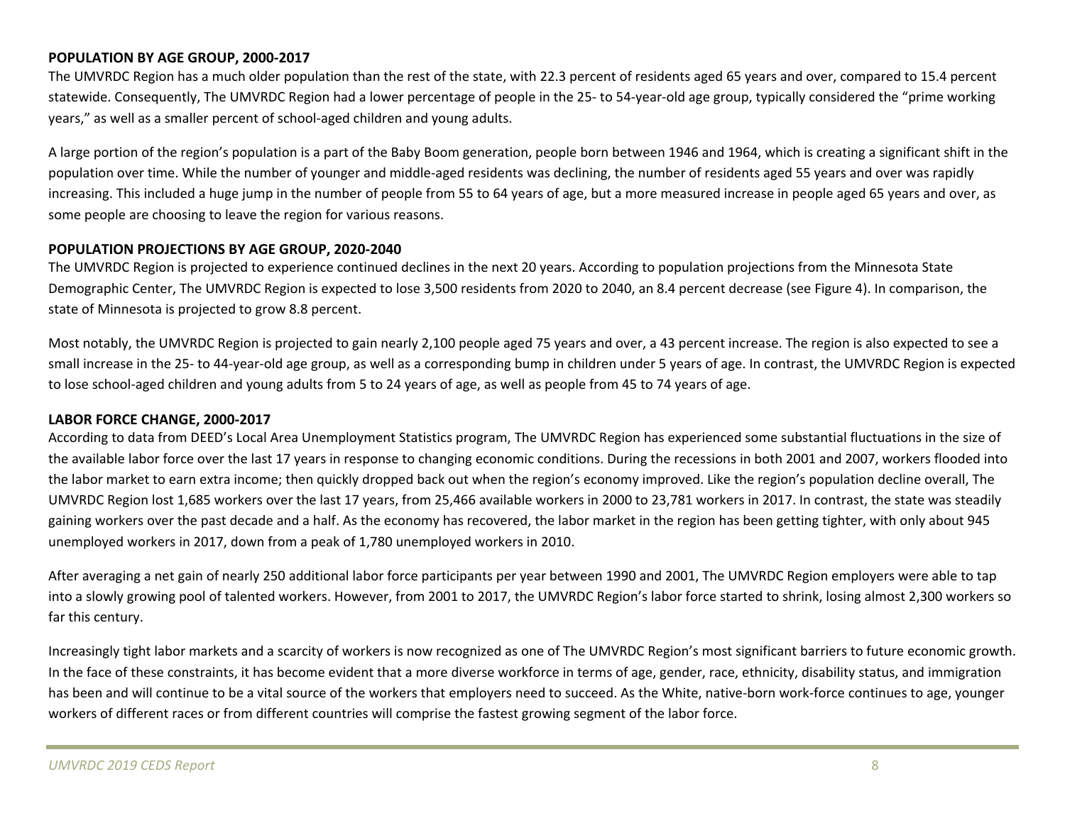**POPULATION BY AGE GROUP, 2000-2017**

The UMVRDC Region has a much older population than the rest of the state, with 22.3 percent of residents aged 65 years and over, compared to 15.4 percent statewide. Consequently, The UMVRDC Region had a lower percentage of people in the 25- to 54-year-old age group, typically considered the "prime working years," as well as a smaller percent of school-aged children and young adults.

A large portion of the region's population is a part of the Baby Boom generation, people born between 1946 and 1964, which is creating a significant shift in the population over time. While the number of younger and middle-aged residents was declining, the number of residents aged 55 years and over was rapidly increasing. This included a huge jump in the number of people from 55 to 64 years of age, but a more measured increase in people aged 65 years and over, as some people are choosing to leave the region for various reasons.

**POPULATION PROJECTIONS BY AGE GROUP, 2020-2040**

The UMVRDC Region is projected to experience continued declines in the next 20 years. According to population projections from the Minnesota State Demographic Center, The UMVRDC Region is expected to lose 3,500 residents from 2020 to 2040, an 8.4 percent decrease (see Figure 4). In comparison, the state of Minnesota is projected to grow 8.8 percent.

Most notably, the UMVRDC Region is projected to gain nearly 2,100 people aged 75 years and over, a 43 percent increase. The region is also expected to see a small increase in the 25- to 44-year-old age group, as well as a corresponding bump in children under 5 years of age. In contrast, the UMVRDC Region is expected to lose school-aged children and young adults from 5 to 24 years of age, as well as people from 45 to 74 years of age.

**LABOR FORCE CHANGE, 2000-2017**

According to data from DEED's Local Area Unemployment Statistics program, The UMVRDC Region has experienced some substantial fluctuations in the size of the available labor force over the last 17 years in response to changing economic conditions. During the recessions in both 2001 and 2007, workers flooded into the labor market to earn extra income; then quickly dropped back out when the region's economy improved. Like the region's population decline overall, The UMVRDC Region lost 1,685 workers over the last 17 years, from 25,466 available workers in 2000 to 23,781 workers in 2017. In contrast, the state was steadily gaining workers over the past decade and a half. As the economy has recovered, the labor market in the region has been getting tighter, with only about 945 unemployed workers in 2017, down from a peak of 1,780 unemployed workers in 2010.

After averaging a net gain of nearly 250 additional labor force participants per year between 1990 and 2001, The UMVRDC Region employers were able to tap into a slowly growing pool of talented workers. However, from 2001 to 2017, the UMVRDC Region's labor force started to shrink, losing almost 2,300 workers so far this century.

Increasingly tight labor markets and a scarcity of workers is now recognized as one of The UMVRDC Region's most significant barriers to future economic growth. In the face of these constraints, it has become evident that a more diverse workforce in terms of age, gender, race, ethnicity, disability status, and immigration has been and will continue to be a vital source of the workers that employers need to succeed. As the White, native-born work-force continues to age, younger workers of different races or from different countries will comprise the fastest growing segment of the labor force.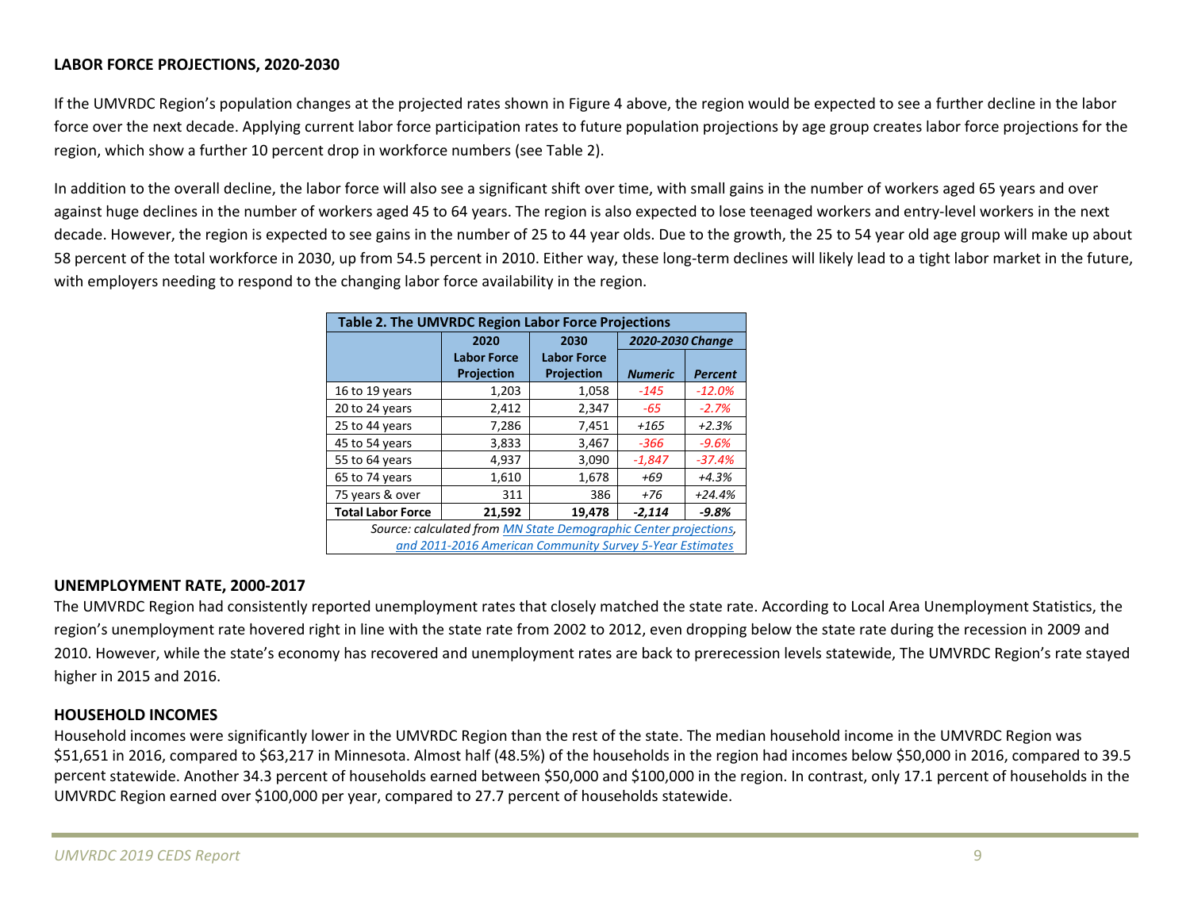## LABOR FORCE PROJECTIONS, 2020-2030

If the UMVRDC Region's population changes at the projected rates shown in Figure 4 above, the region would be expected to see a further decline in the labor force over the next decade. Applying current labor force participation rates to future population projections by age group creates labor force projections for the region, which show a further 10 percent drop in workforce numbers (see Table 2).

In addition to the overall decline, the labor force will also see a significant shift over time, with small gains in the number of workers aged 65 years and over against huge declines in the number of workers aged 45 to 64 years. The region is also expected to lose teenaged workers and entry-level workers in the next decade. However, the region is expected to see gains in the number of 25 to 44 year olds. Due to the growth, the 25 to 54 year old age group will make up about 58 percent of the total workforce in 2030, up from 54.5 percent in 2010. Either way, these long-term declines will likely lead to a tight labor market in the future, with employers needing to respond to the changing labor force availability in the region.

**Table 2. The UMVRDC Region Labor Force Projections**

| | 2020 Labor Force Projection | 2030 Labor Force Projection | *2020-2030 Change* | |
|---|---|---|---|---|
| | | | *Numeric* | *Percent* |
| 16 to 19 years | 1,203 | 1,058 | *-145* | *-12.0%* |
| 20 to 24 years | 2,412 | 2,347 | *-65* | *-2.7%* |
| 25 to 44 years | 7,286 | 7,451 | *+165* | *+2.3%* |
| 45 to 54 years | 3,833 | 3,467 | *-366* | *-9.6%* |
| 55 to 64 years | 4,937 | 3,090 | *-1,847* | *-37.4%* |
| 65 to 74 years | 1,610 | 1,678 | *+69* | *+4.3%* |
| 75 years & over | 311 | 386 | *+76* | *+24.4%* |
| **Total Labor Force** | **21,592** | **19,478** | ***-2,114*** | ***-9.8%*** |

*Source: calculated from MN State Demographic Center projections, and 2011-2016 American Community Survey 5-Year Estimates*

## UNEMPLOYMENT RATE, 2000-2017

The UMVRDC Region had consistently reported unemployment rates that closely matched the state rate. According to Local Area Unemployment Statistics, the region's unemployment rate hovered right in line with the state rate from 2002 to 2012, even dropping below the state rate during the recession in 2009 and 2010. However, while the state's economy has recovered and unemployment rates are back to prerecession levels statewide, The UMVRDC Region's rate stayed higher in 2015 and 2016.

## HOUSEHOLD INCOMES

Household incomes were significantly lower in the UMVRDC Region than the rest of the state. The median household income in the UMVRDC Region was $51,651 in 2016, compared to $63,217 in Minnesota. Almost half (48.5%) of the households in the region had incomes below $50,000 in 2016, compared to 39.5 percent statewide. Another 34.3 percent of households earned between $50,000 and $100,000 in the region. In contrast, only 17.1 percent of households in the UMVRDC Region earned over $100,000 per year, compared to 27.7 percent of households statewide.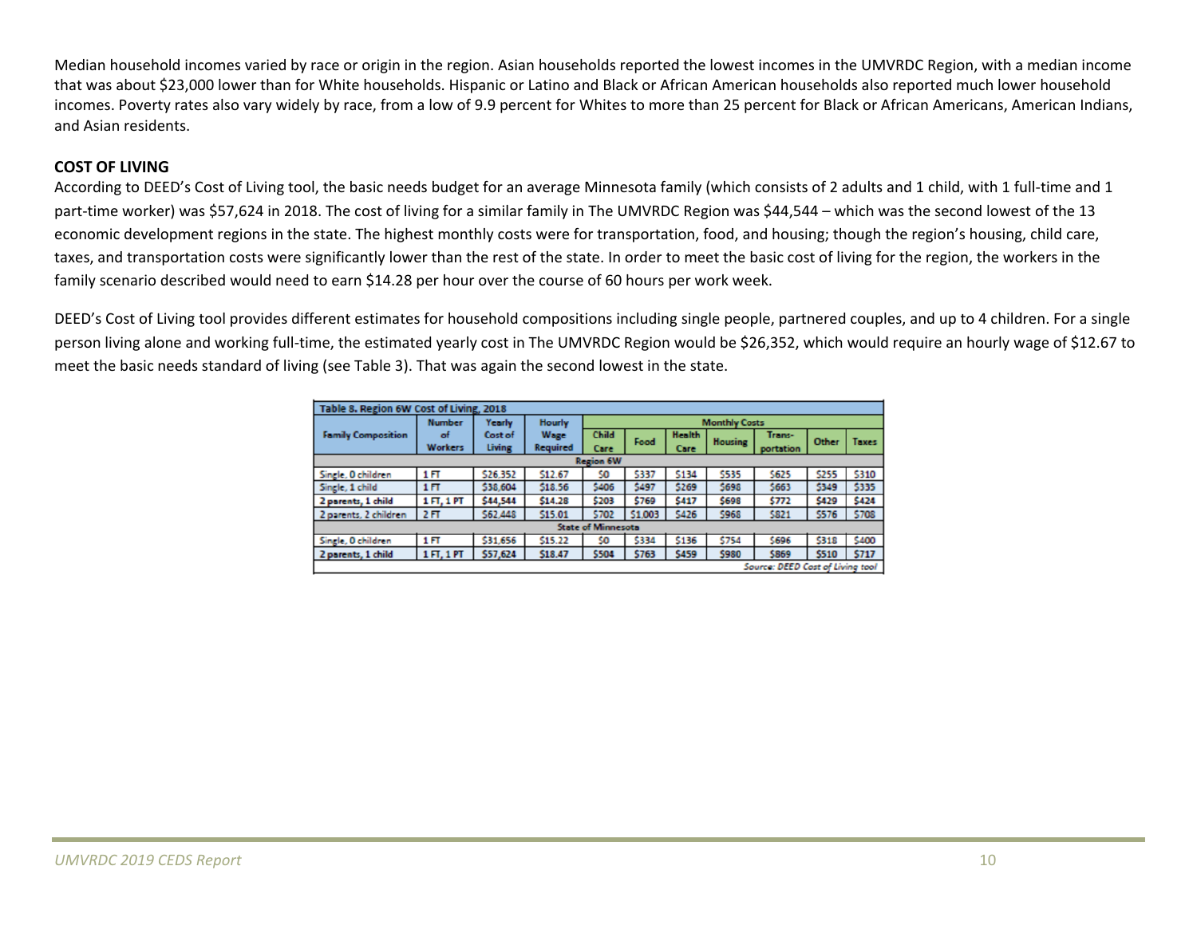Median household incomes varied by race or origin in the region. Asian households reported the lowest incomes in the UMVRDC Region, with a median income that was about $23,000 lower than for White households. Hispanic or Latino and Black or African American households also reported much lower household incomes. Poverty rates also vary widely by race, from a low of 9.9 percent for Whites to more than 25 percent for Black or African Americans, American Indians, and Asian residents.

## COST OF LIVING

According to DEED's Cost of Living tool, the basic needs budget for an average Minnesota family (which consists of 2 adults and 1 child, with 1 full-time and 1 part-time worker) was $57,624 in 2018. The cost of living for a similar family in The UMVRDC Region was $44,544 – which was the second lowest of the 13 economic development regions in the state. The highest monthly costs were for transportation, food, and housing; though the region's housing, child care, taxes, and transportation costs were significantly lower than the rest of the state. In order to meet the basic cost of living for the region, the workers in the family scenario described would need to earn $14.28 per hour over the course of 60 hours per work week.

DEED's Cost of Living tool provides different estimates for household compositions including single people, partnered couples, and up to 4 children. For a single person living alone and working full-time, the estimated yearly cost in The UMVRDC Region would be $26,352, which would require an hourly wage of $12.67 to meet the basic needs standard of living (see Table 3). That was again the second lowest in the state.

**Table 8. Region 6W Cost of Living, 2018**

| Family Composition | Number of Workers | Yearly Cost of Living | Hourly Wage Required | Monthly Costs | | | | | | |
|---|---|---|---|---|---|---|---|---|---|---|
| | | | | Child Care | Food | Health Care | Housing | Trans-portation | Other | Taxes |
| **Region 6W** | | | | | | | | | | |
| Single, 0 children | 1 FT | $26,352 | $12.67 | $0 | $337 | $134 | $535 | $625 | $255 | $310 |
| Single, 1 child | 1 FT | $38,604 | $18.56 | $406 | $497 | $269 | $698 | $663 | $349 | $335 |
| 2 parents, 1 child | 1 FT, 1 PT | $44,544 | $14.28 | $203 | $769 | $417 | $698 | $772 | $429 | $424 |
| 2 parents, 2 children | 2 FT | $62,448 | $15.01 | $702 | $1,003 | $426 | $968 | $821 | $576 | $708 |
| **State of Minnesota** | | | | | | | | | | |
| Single, 0 children | 1 FT | $31,656 | $15.22 | $0 | $334 | $136 | $754 | $696 | $318 | $400 |
| 2 parents, 1 child | 1 FT, 1 PT | $57,624 | $18.47 | $504 | $763 | $459 | $980 | $869 | $510 | $717 |

*Source: DEED Cost of Living tool*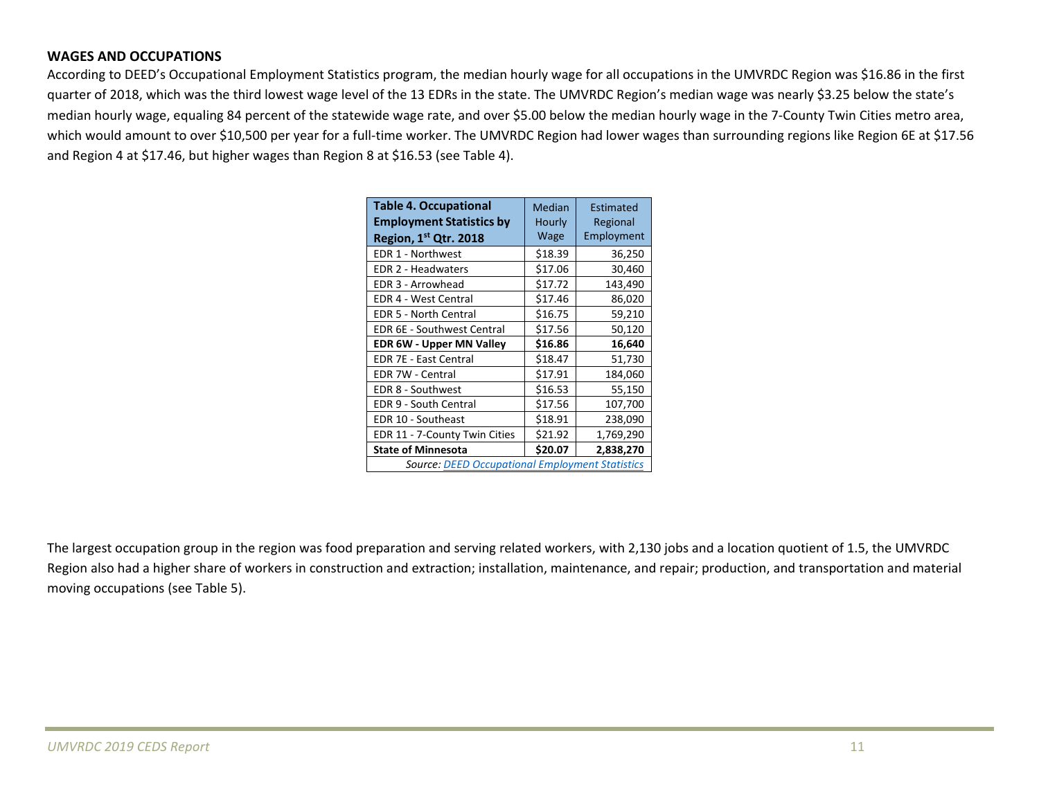## WAGES AND OCCUPATIONS

According to DEED's Occupational Employment Statistics program, the median hourly wage for all occupations in the UMVRDC Region was $16.86 in the first quarter of 2018, which was the third lowest wage level of the 13 EDRs in the state. The UMVRDC Region's median wage was nearly $3.25 below the state's median hourly wage, equaling 84 percent of the statewide wage rate, and over $5.00 below the median hourly wage in the 7-County Twin Cities metro area, which would amount to over $10,500 per year for a full-time worker. The UMVRDC Region had lower wages than surrounding regions like Region 6E at $17.56 and Region 4 at $17.46, but higher wages than Region 8 at $16.53 (see Table 4).

| **Table 4. Occupational Employment Statistics by Region, 1st Qtr. 2018** | Median Hourly Wage | Estimated Regional Employment |
|---|---|---|
| EDR 1 - Northwest | $18.39 | 36,250 |
| EDR 2 - Headwaters | $17.06 | 30,460 |
| EDR 3 - Arrowhead | $17.72 | 143,490 |
| EDR 4 - West Central | $17.46 | 86,020 |
| EDR 5 - North Central | $16.75 | 59,210 |
| EDR 6E - Southwest Central | $17.56 | 50,120 |
| **EDR 6W - Upper MN Valley** | **$16.86** | **16,640** |
| EDR 7E - East Central | $18.47 | 51,730 |
| EDR 7W - Central | $17.91 | 184,060 |
| EDR 8 - Southwest | $16.53 | 55,150 |
| EDR 9 - South Central | $17.56 | 107,700 |
| EDR 10 - Southeast | $18.91 | 238,090 |
| EDR 11 - 7-County Twin Cities | $21.92 | 1,769,290 |
| **State of Minnesota** | **$20.07** | **2,838,270** |
| *Source: DEED Occupational Employment Statistics* | | |

The largest occupation group in the region was food preparation and serving related workers, with 2,130 jobs and a location quotient of 1.5, the UMVRDC Region also had a higher share of workers in construction and extraction; installation, maintenance, and repair; production, and transportation and material moving occupations (see Table 5).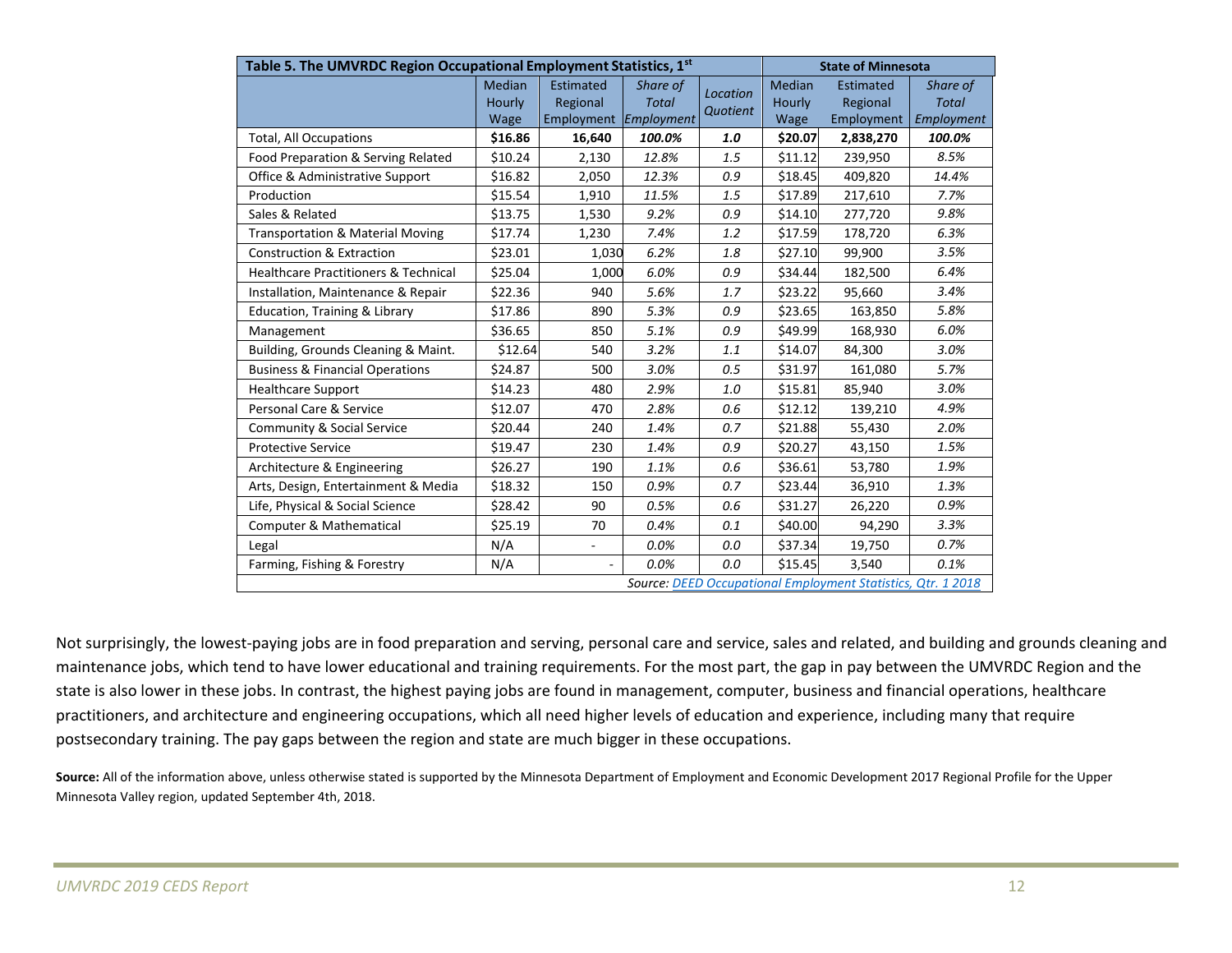| Table 5. The UMVRDC Region Occupational Employment Statistics, 1st | | | | | State of Minnesota | | |
|---|---|---|---|---|---|---|---|
| | Median Hourly Wage | Estimated Regional Employment | *Share of Total Employment* | *Location Quotient* | Median Hourly Wage | Estimated Regional Employment | *Share of Total Employment* |
| Total, All Occupations | **$16.86** | **16,640** | ***100.0%*** | ***1.0*** | **$20.07** | **2,838,270** | ***100.0%*** |
| Food Preparation & Serving Related | $10.24 | 2,130 | *12.8%* | *1.5* | $11.12 | 239,950 | *8.5%* |
| Office & Administrative Support | $16.82 | 2,050 | *12.3%* | *0.9* | $18.45 | 409,820 | *14.4%* |
| Production | $15.54 | 1,910 | *11.5%* | *1.5* | $17.89 | 217,610 | *7.7%* |
| Sales & Related | $13.75 | 1,530 | *9.2%* | *0.9* | $14.10 | 277,720 | *9.8%* |
| Transportation & Material Moving | $17.74 | 1,230 | *7.4%* | *1.2* | $17.59 | 178,720 | *6.3%* |
| Construction & Extraction | $23.01 | 1,030 | *6.2%* | *1.8* | $27.10 | 99,900 | *3.5%* |
| Healthcare Practitioners & Technical | $25.04 | 1,000 | *6.0%* | *0.9* | $34.44 | 182,500 | *6.4%* |
| Installation, Maintenance & Repair | $22.36 | 940 | *5.6%* | *1.7* | $23.22 | 95,660 | *3.4%* |
| Education, Training & Library | $17.86 | 890 | *5.3%* | *0.9* | $23.65 | 163,850 | *5.8%* |
| Management | $36.65 | 850 | *5.1%* | *0.9* | $49.99 | 168,930 | *6.0%* |
| Building, Grounds Cleaning & Maint. | $12.64 | 540 | *3.2%* | *1.1* | $14.07 | 84,300 | *3.0%* |
| Business & Financial Operations | $24.87 | 500 | *3.0%* | *0.5* | $31.97 | 161,080 | *5.7%* |
| Healthcare Support | $14.23 | 480 | *2.9%* | *1.0* | $15.81 | 85,940 | *3.0%* |
| Personal Care & Service | $12.07 | 470 | *2.8%* | *0.6* | $12.12 | 139,210 | *4.9%* |
| Community & Social Service | $20.44 | 240 | *1.4%* | *0.7* | $21.88 | 55,430 | *2.0%* |
| Protective Service | $19.47 | 230 | *1.4%* | *0.9* | $20.27 | 43,150 | *1.5%* |
| Architecture & Engineering | $26.27 | 190 | *1.1%* | *0.6* | $36.61 | 53,780 | *1.9%* |
| Arts, Design, Entertainment & Media | $18.32 | 150 | *0.9%* | *0.7* | $23.44 | 36,910 | *1.3%* |
| Life, Physical & Social Science | $28.42 | 90 | *0.5%* | *0.6* | $31.27 | 26,220 | *0.9%* |
| Computer & Mathematical | $25.19 | 70 | *0.4%* | *0.1* | $40.00 | 94,290 | *3.3%* |
| Legal | N/A | - | *0.0%* | *0.0* | $37.34 | 19,750 | *0.7%* |
| Farming, Fishing & Forestry | N/A | - | *0.0%* | *0.0* | $15.45 | 3,540 | *0.1%* |

*Source: DEED Occupational Employment Statistics, Qtr. 1 2018*

Not surprisingly, the lowest-paying jobs are in food preparation and serving, personal care and service, sales and related, and building and grounds cleaning and maintenance jobs, which tend to have lower educational and training requirements. For the most part, the gap in pay between the UMVRDC Region and the state is also lower in these jobs. In contrast, the highest paying jobs are found in management, computer, business and financial operations, healthcare practitioners, and architecture and engineering occupations, which all need higher levels of education and experience, including many that require postsecondary training. The pay gaps between the region and state are much bigger in these occupations.

**Source:** All of the information above, unless otherwise stated is supported by the Minnesota Department of Employment and Economic Development 2017 Regional Profile for the Upper Minnesota Valley region, updated September 4th, 2018.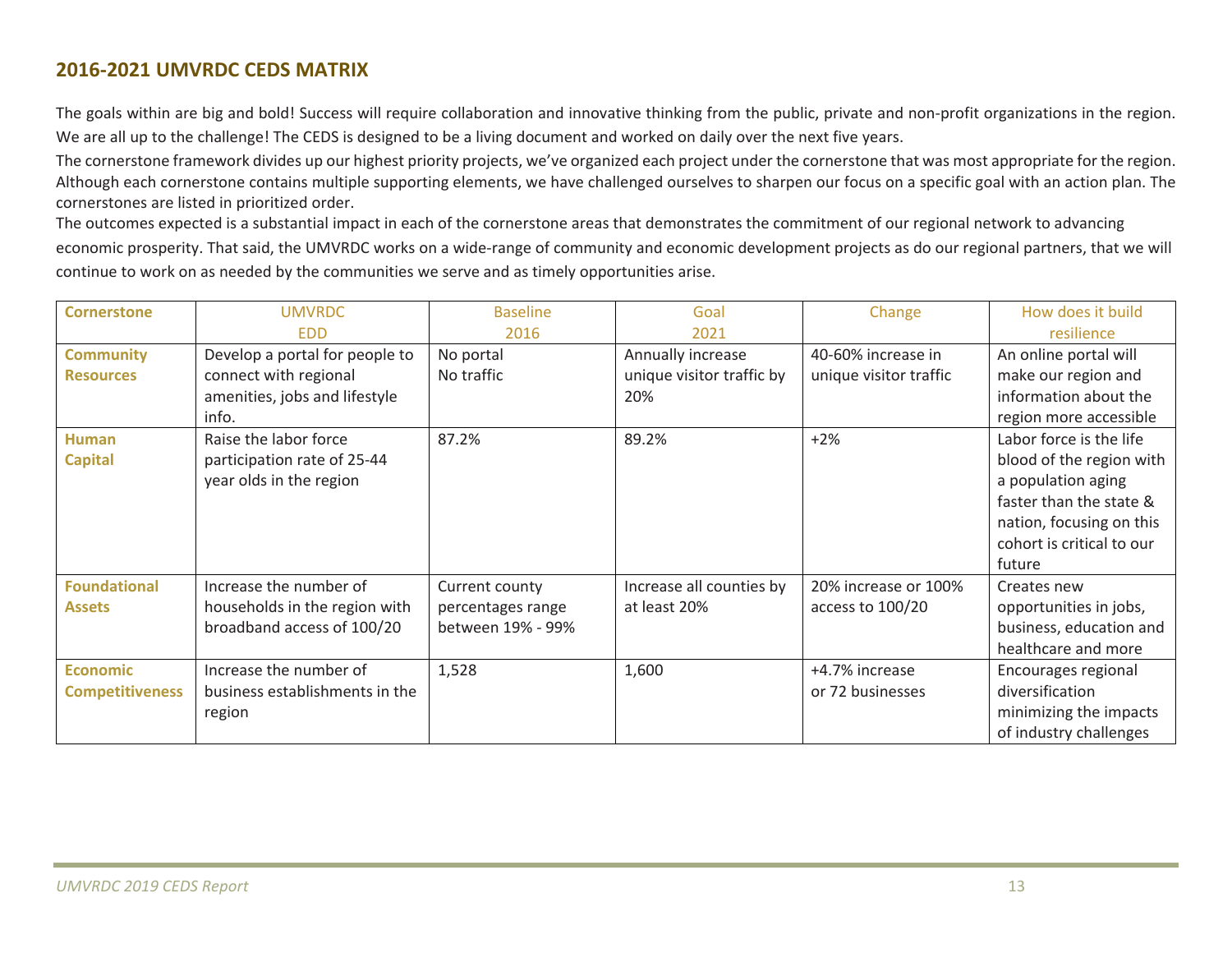## 2016-2021 UMVRDC CEDS MATRIX

The goals within are big and bold! Success will require collaboration and innovative thinking from the public, private and non-profit organizations in the region. We are all up to the challenge! The CEDS is designed to be a living document and worked on daily over the next five years.

The cornerstone framework divides up our highest priority projects, we've organized each project under the cornerstone that was most appropriate for the region. Although each cornerstone contains multiple supporting elements, we have challenged ourselves to sharpen our focus on a specific goal with an action plan. The cornerstones are listed in prioritized order.

The outcomes expected is a substantial impact in each of the cornerstone areas that demonstrates the commitment of our regional network to advancing economic prosperity. That said, the UMVRDC works on a wide-range of community and economic development projects as do our regional partners, that we will continue to work on as needed by the communities we serve and as timely opportunities arise.

| Cornerstone | UMVRDC EDD | Baseline 2016 | Goal 2021 | Change | How does it build resilience |
|---|---|---|---|---|---|
| **Community Resources** | Develop a portal for people to connect with regional amenities, jobs and lifestyle info. | No portal<br>No traffic | Annually increase unique visitor traffic by 20% | 40-60% increase in unique visitor traffic | An online portal will make our region and information about the region more accessible |
| **Human Capital** | Raise the labor force participation rate of 25-44 year olds in the region | 87.2% | 89.2% | +2% | Labor force is the life blood of the region with a population aging faster than the state & nation, focusing on this cohort is critical to our future |
| **Foundational Assets** | Increase the number of households in the region with broadband access of 100/20 | Current county percentages range between 19% - 99% | Increase all counties by at least 20% | 20% increase or 100% access to 100/20 | Creates new opportunities in jobs, business, education and healthcare and more |
| **Economic Competitiveness** | Increase the number of business establishments in the region | 1,528 | 1,600 | +4.7% increase or 72 businesses | Encourages regional diversification minimizing the impacts of industry challenges |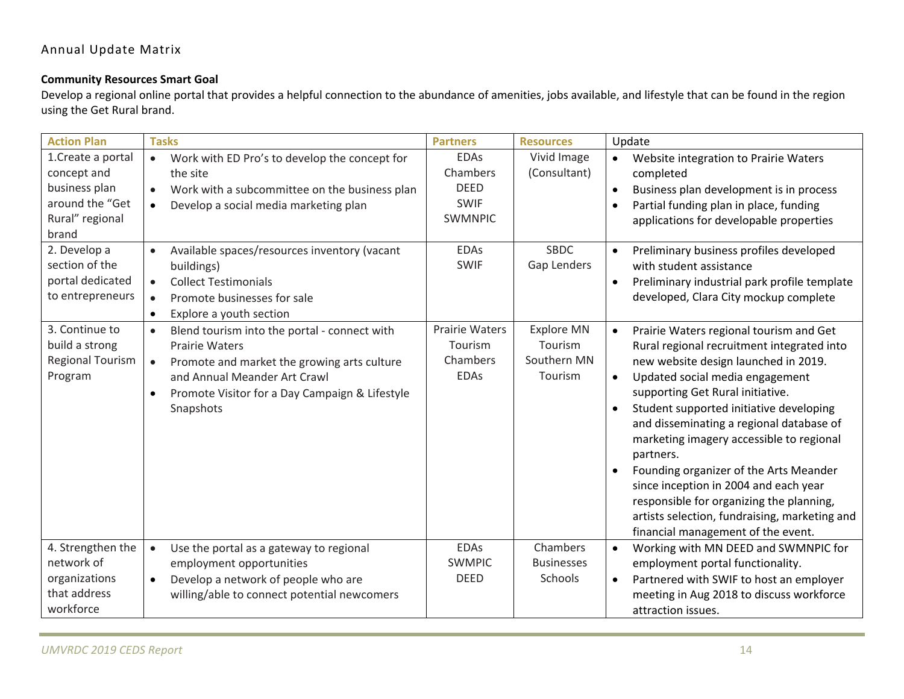## Annual Update Matrix

**Community Resources Smart Goal**

Develop a regional online portal that provides a helpful connection to the abundance of amenities, jobs available, and lifestyle that can be found in the region using the Get Rural brand.

| Action Plan | Tasks | Partners | Resources | Update |
|---|---|---|---|---|
| 1.Create a portal concept and business plan around the "Get Rural" regional brand | • Work with ED Pro's to develop the concept for the site<br>• Work with a subcommittee on the business plan<br>• Develop a social media marketing plan | EDAs<br>Chambers<br>DEED<br>SWIF<br>SWMNPIC | Vivid Image (Consultant) | • Website integration to Prairie Waters completed<br>• Business plan development is in process<br>• Partial funding plan in place, funding applications for developable properties |
| 2. Develop a section of the portal dedicated to entrepreneurs | • Available spaces/resources inventory (vacant buildings)<br>• Collect Testimonials<br>• Promote businesses for sale<br>• Explore a youth section | EDAs<br>SWIF | SBDC<br>Gap Lenders | • Preliminary business profiles developed with student assistance<br>• Preliminary industrial park profile template developed, Clara City mockup complete |
| 3. Continue to build a strong Regional Tourism Program | • Blend tourism into the portal - connect with Prairie Waters<br>• Promote and market the growing arts culture and Annual Meander Art Crawl<br>• Promote Visitor for a Day Campaign & Lifestyle Snapshots | Prairie Waters Tourism<br>Chambers<br>EDAs | Explore MN Tourism<br>Southern MN Tourism | • Prairie Waters regional tourism and Get Rural regional recruitment integrated into new website design launched in 2019.<br>• Updated social media engagement supporting Get Rural initiative.<br>• Student supported initiative developing and disseminating a regional database of marketing imagery accessible to regional partners.<br>• Founding organizer of the Arts Meander since inception in 2004 and each year responsible for organizing the planning, artists selection, fundraising, marketing and financial management of the event. |
| 4. Strengthen the network of organizations that address workforce | • Use the portal as a gateway to regional employment opportunities<br>• Develop a network of people who are willing/able to connect potential newcomers | EDAs<br>SWMPIC<br>DEED | Chambers<br>Businesses<br>Schools | • Working with MN DEED and SWMNPIC for employment portal functionality.<br>• Partnered with SWIF to host an employer meeting in Aug 2018 to discuss workforce attraction issues. |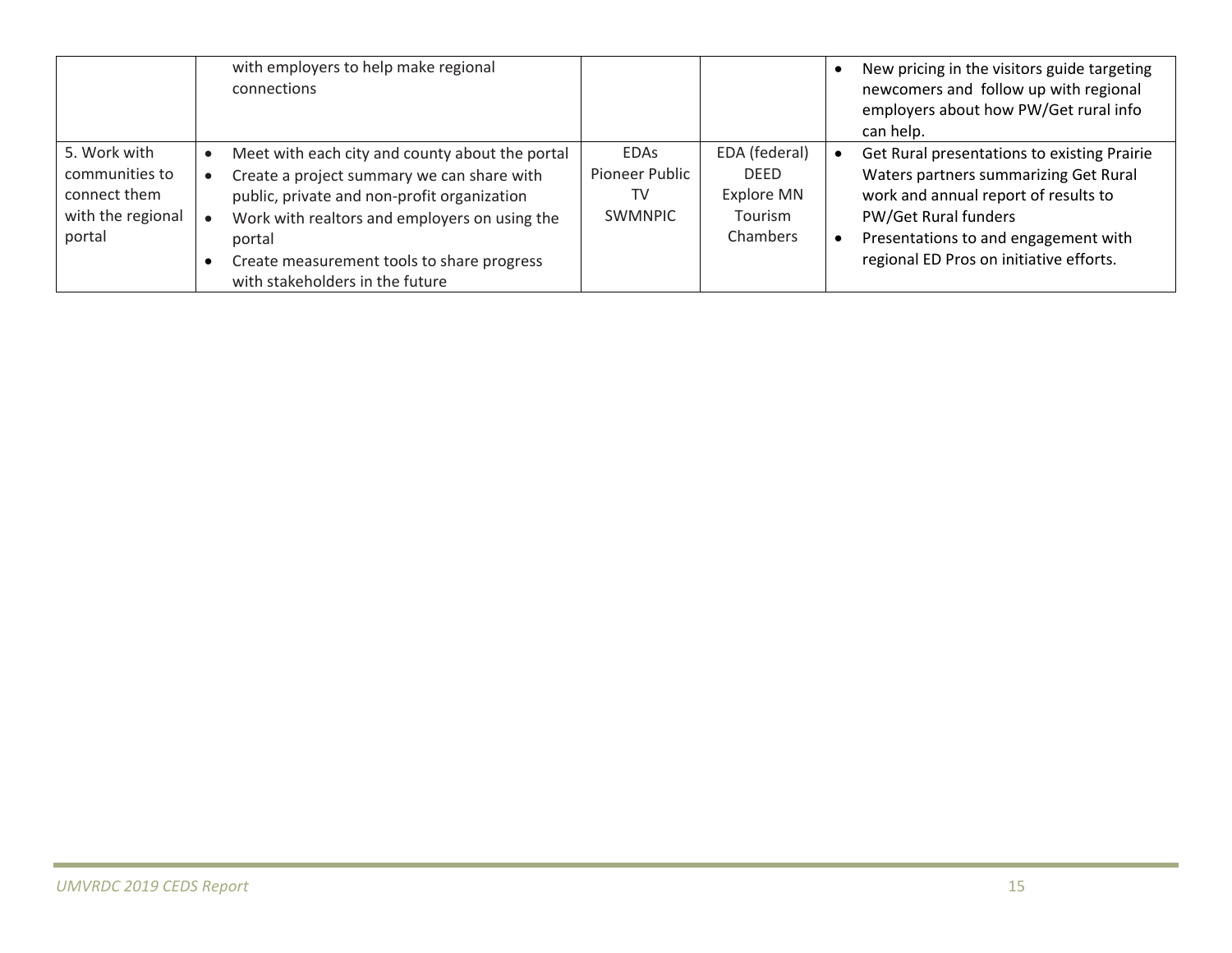| | | | | |
|---|---|---|---|---|
| | with employers to help make regional connections | | | • New pricing in the visitors guide targeting newcomers and follow up with regional employers about how PW/Get rural info can help. |
| 5. Work with communities to connect them with the regional portal | • Meet with each city and county about the portal<br>• Create a project summary we can share with public, private and non-profit organization<br>• Work with realtors and employers on using the portal<br>• Create measurement tools to share progress with stakeholders in the future | EDAs<br>Pioneer Public TV<br>SWMNPIC | EDA (federal)<br>DEED<br>Explore MN Tourism<br>Chambers | • Get Rural presentations to existing Prairie Waters partners summarizing Get Rural work and annual report of results to PW/Get Rural funders<br>• Presentations to and engagement with regional ED Pros on initiative efforts. |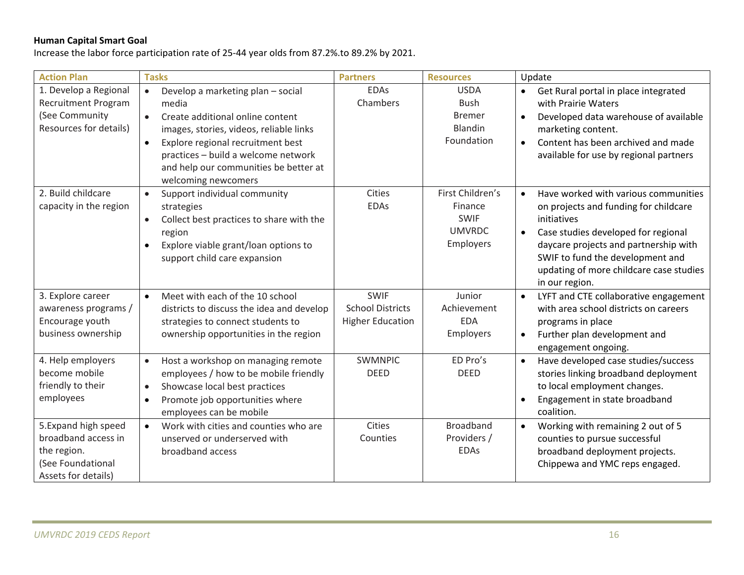**Human Capital Smart Goal**

Increase the labor force participation rate of 25-44 year olds from 87.2%.to 89.2% by 2021.

| Action Plan | Tasks | Partners | Resources | Update |
|---|---|---|---|---|
| 1. Develop a Regional Recruitment Program (See Community Resources for details) | • Develop a marketing plan – social media<br>• Create additional online content images, stories, videos, reliable links<br>• Explore regional recruitment best practices – build a welcome network and help our communities be better at welcoming newcomers | EDAs<br>Chambers | USDA<br>Bush<br>Bremer<br>Blandin Foundation | • Get Rural portal in place integrated with Prairie Waters<br>• Developed data warehouse of available marketing content.<br>• Content has been archived and made available for use by regional partners |
| 2. Build childcare capacity in the region | • Support individual community strategies<br>• Collect best practices to share with the region<br>• Explore viable grant/loan options to support child care expansion | Cities<br>EDAs | First Children's Finance<br>SWIF<br>UMVRDC<br>Employers | • Have worked with various communities on projects and funding for childcare initiatives<br>• Case studies developed for regional daycare projects and partnership with SWIF to fund the development and updating of more childcare case studies in our region. |
| 3. Explore career awareness programs / Encourage youth business ownership | • Meet with each of the 10 school districts to discuss the idea and develop strategies to connect students to ownership opportunities in the region | SWIF<br>School Districts<br>Higher Education | Junior Achievement<br>EDA<br>Employers | • LYFT and CTE collaborative engagement with area school districts on careers programs in place<br>• Further plan development and engagement ongoing. |
| 4. Help employers become mobile friendly to their employees | • Host a workshop on managing remote employees / how to be mobile friendly<br>• Showcase local best practices<br>• Promote job opportunities where employees can be mobile | SWMNPIC<br>DEED | ED Pro's<br>DEED | • Have developed case studies/success stories linking broadband deployment to local employment changes.<br>• Engagement in state broadband coalition. |
| 5.Expand high speed broadband access in the region. (See Foundational Assets for details) | • Work with cities and counties who are unserved or underserved with broadband access | Cities<br>Counties | Broadband Providers / EDAs | • Working with remaining 2 out of 5 counties to pursue successful broadband deployment projects. Chippewa and YMC reps engaged. |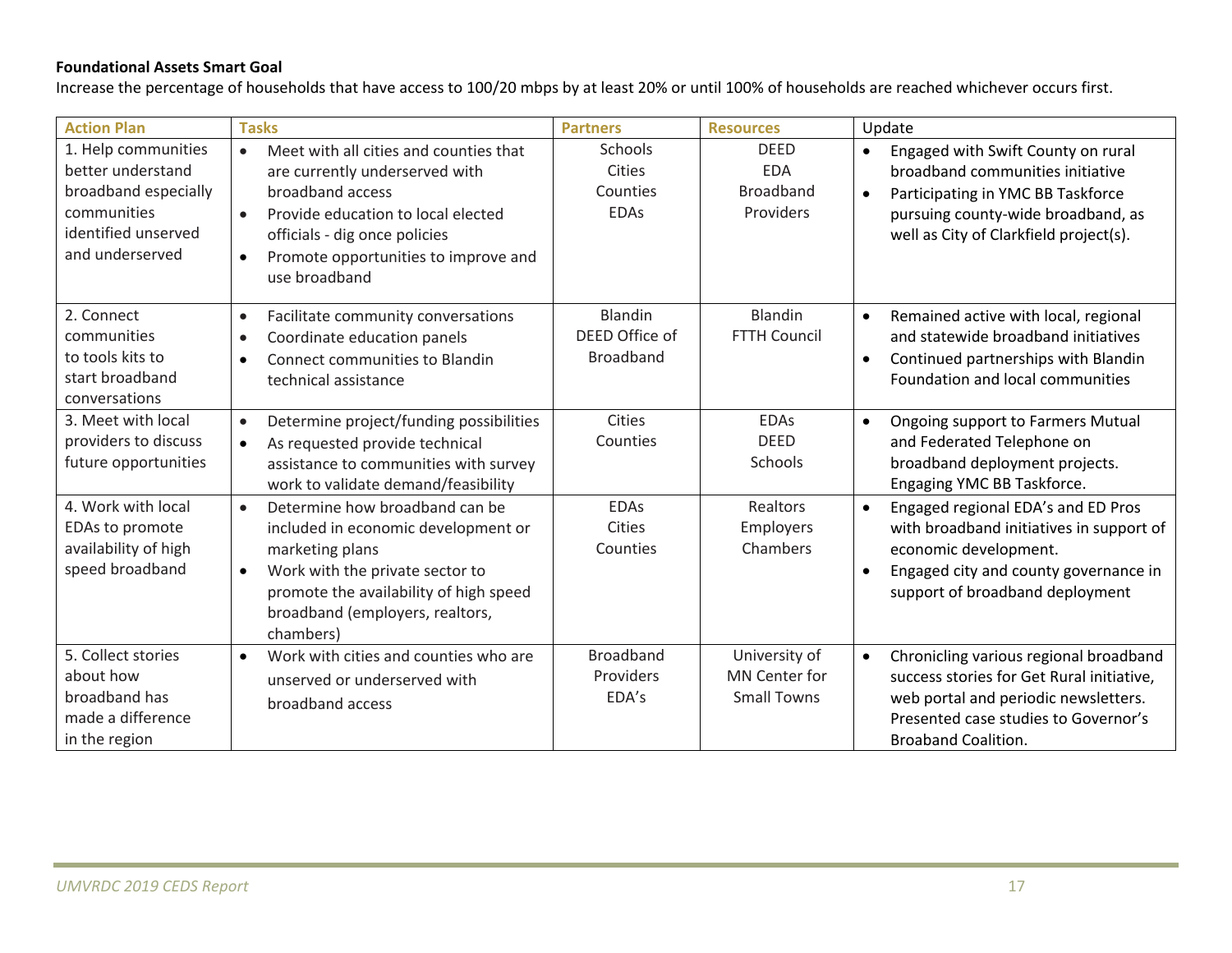**Foundational Assets Smart Goal**

Increase the percentage of households that have access to 100/20 mbps by at least 20% or until 100% of households are reached whichever occurs first.

| Action Plan | Tasks | Partners | Resources | Update |
|---|---|---|---|---|
| 1. Help communities better understand broadband especially communities identified unserved and underserved | • Meet with all cities and counties that are currently underserved with broadband access<br>• Provide education to local elected officials - dig once policies<br>• Promote opportunities to improve and use broadband | Schools<br>Cities<br>Counties<br>EDAs | DEED<br>EDA<br>Broadband Providers | • Engaged with Swift County on rural broadband communities initiative<br>• Participating in YMC BB Taskforce pursuing county-wide broadband, as well as City of Clarkfield project(s). |
| 2. Connect communities to tools kits to start broadband conversations | • Facilitate community conversations<br>• Coordinate education panels<br>• Connect communities to Blandin technical assistance | Blandin<br>DEED Office of Broadband | Blandin<br>FTTH Council | • Remained active with local, regional and statewide broadband initiatives<br>• Continued partnerships with Blandin Foundation and local communities |
| 3. Meet with local providers to discuss future opportunities | • Determine project/funding possibilities<br>• As requested provide technical assistance to communities with survey work to validate demand/feasibility | Cities<br>Counties | EDAs<br>DEED<br>Schools | • Ongoing support to Farmers Mutual and Federated Telephone on broadband deployment projects. Engaging YMC BB Taskforce. |
| 4. Work with local EDAs to promote availability of high speed broadband | • Determine how broadband can be included in economic development or marketing plans<br>• Work with the private sector to promote the availability of high speed broadband (employers, realtors, chambers) | EDAs<br>Cities<br>Counties | Realtors<br>Employers<br>Chambers | • Engaged regional EDA's and ED Pros with broadband initiatives in support of economic development.<br>• Engaged city and county governance in support of broadband deployment |
| 5. Collect stories about how broadband has made a difference in the region | • Work with cities and counties who are unserved or underserved with broadband access | Broadband Providers<br>EDA's | University of MN Center for Small Towns | • Chronicling various regional broadband success stories for Get Rural initiative, web portal and periodic newsletters. Presented case studies to Governor's Broaband Coalition. |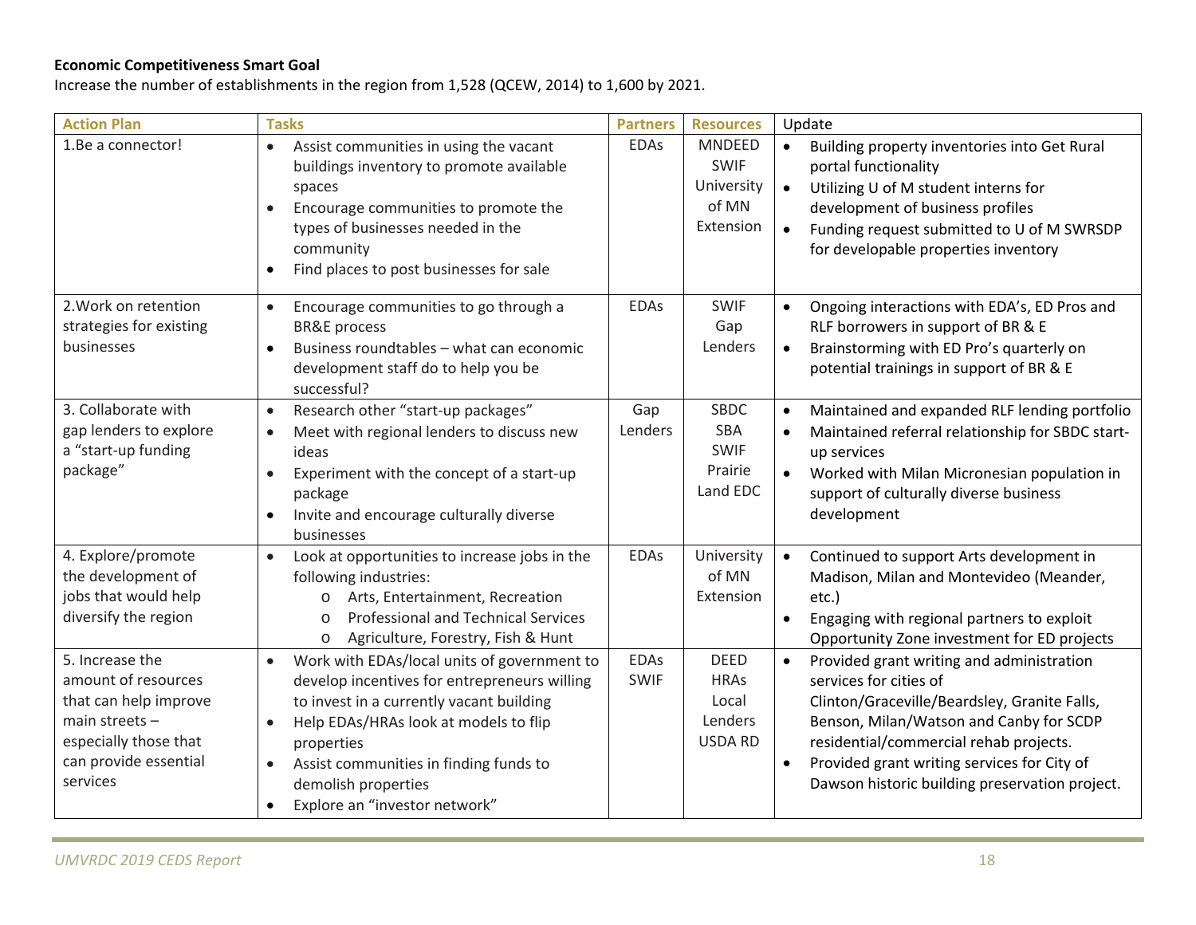**Economic Competitiveness Smart Goal**

Increase the number of establishments in the region from 1,528 (QCEW, 2014) to 1,600 by 2021.

| Action Plan | Tasks | Partners | Resources | Update |
|---|---|---|---|---|
| 1.Be a connector! | • Assist communities in using the vacant buildings inventory to promote available spaces<br>• Encourage communities to promote the types of businesses needed in the community<br>• Find places to post businesses for sale | EDAs | MNDEED<br>SWIF<br>University of MN Extension | • Building property inventories into Get Rural portal functionality<br>• Utilizing U of M student interns for development of business profiles<br>• Funding request submitted to U of M SWRSDP for developable properties inventory |
| 2.Work on retention strategies for existing businesses | • Encourage communities to go through a BR&E process<br>• Business roundtables – what can economic development staff do to help you be successful? | EDAs | SWIF<br>Gap Lenders | • Ongoing interactions with EDA's, ED Pros and RLF borrowers in support of BR & E<br>• Brainstorming with ED Pro's quarterly on potential trainings in support of BR & E |
| 3. Collaborate with gap lenders to explore a "start-up funding package" | • Research other "start-up packages"<br>• Meet with regional lenders to discuss new ideas<br>• Experiment with the concept of a start-up package<br>• Invite and encourage culturally diverse businesses | Gap Lenders | SBDC<br>SBA<br>SWIF<br>Prairie Land EDC | • Maintained and expanded RLF lending portfolio<br>• Maintained referral relationship for SBDC start-up services<br>• Worked with Milan Micronesian population in support of culturally diverse business development |
| 4. Explore/promote the development of jobs that would help diversify the region | • Look at opportunities to increase jobs in the following industries:<br>&nbsp;&nbsp;o Arts, Entertainment, Recreation<br>&nbsp;&nbsp;o Professional and Technical Services<br>&nbsp;&nbsp;o Agriculture, Forestry, Fish & Hunt | EDAs | University of MN Extension | • Continued to support Arts development in Madison, Milan and Montevideo (Meander, etc.)<br>• Engaging with regional partners to exploit Opportunity Zone investment for ED projects |
| 5. Increase the amount of resources that can help improve main streets – especially those that can provide essential services | • Work with EDAs/local units of government to develop incentives for entrepreneurs willing to invest in a currently vacant building<br>• Help EDAs/HRAs look at models to flip properties<br>• Assist communities in finding funds to demolish properties<br>• Explore an "investor network" | EDAs<br>SWIF | DEED<br>HRAs<br>Local Lenders<br>USDA RD | • Provided grant writing and administration services for cities of Clinton/Graceville/Beardsley, Granite Falls, Benson, Milan/Watson and Canby for SCDP residential/commercial rehab projects.<br>• Provided grant writing services for City of Dawson historic building preservation project. |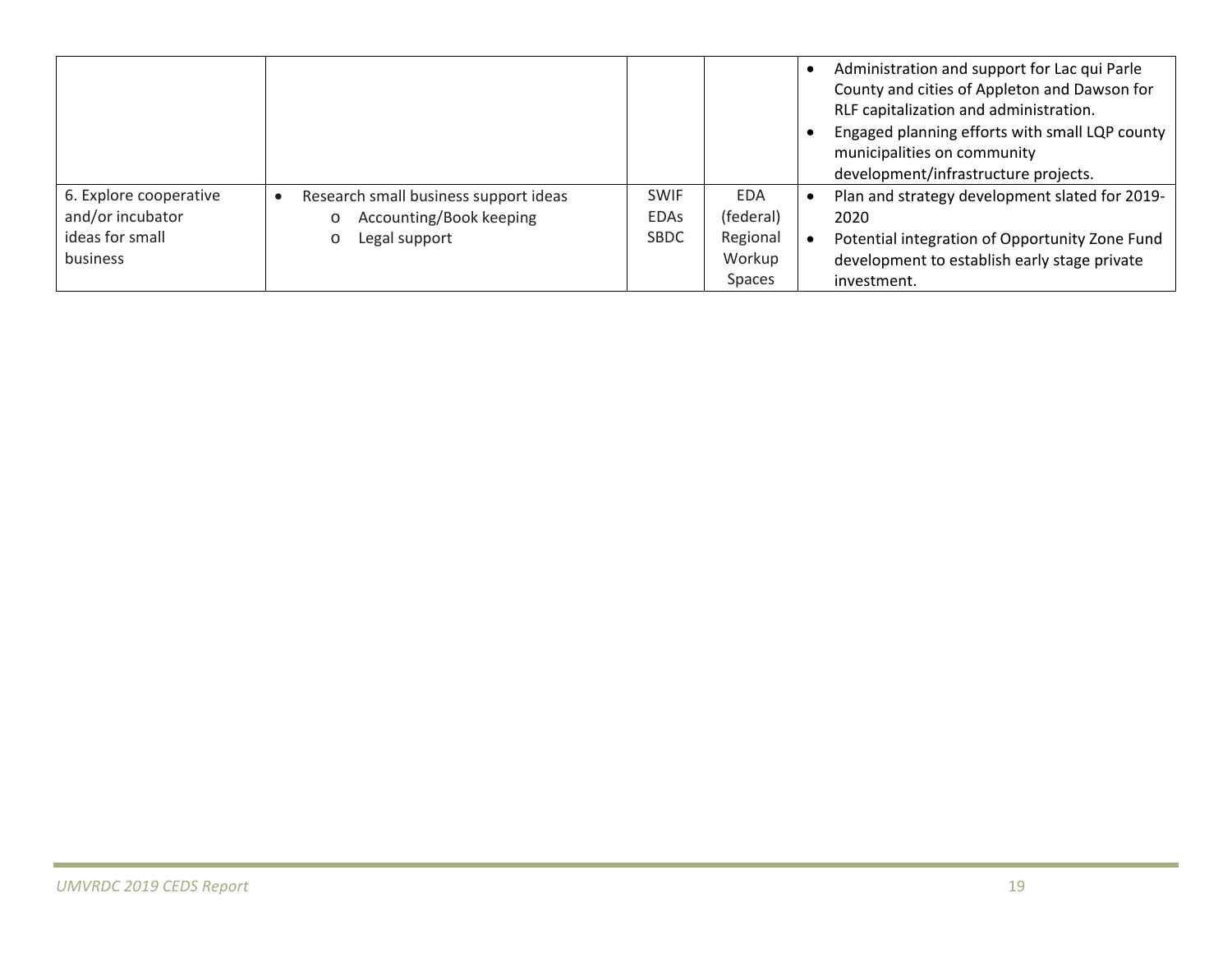| | | | | |
|---|---|---|---|---|
| | | | | • Administration and support for Lac qui Parle County and cities of Appleton and Dawson for RLF capitalization and administration.<br>• Engaged planning efforts with small LQP county municipalities on community development/infrastructure projects. |
| 6. Explore cooperative and/or incubator ideas for small business | • Research small business support ideas<br>  o Accounting/Book keeping<br>  o Legal support | SWIF<br>EDAs<br>SBDC | EDA (federal)<br>Regional Workup Spaces | • Plan and strategy development slated for 2019-2020<br>• Potential integration of Opportunity Zone Fund development to establish early stage private investment. |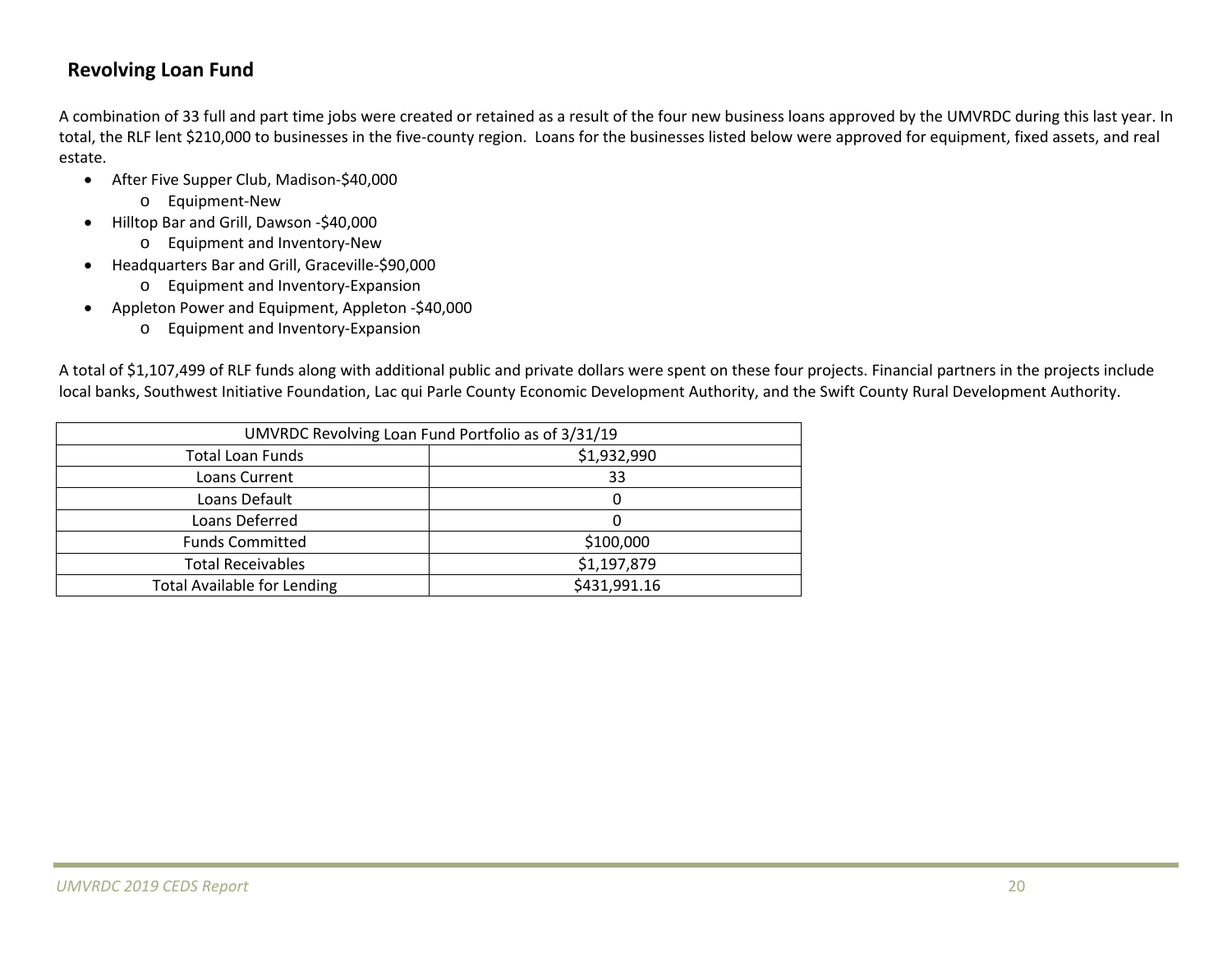## Revolving Loan Fund

A combination of 33 full and part time jobs were created or retained as a result of the four new business loans approved by the UMVRDC during this last year. In total, the RLF lent $210,000 to businesses in the five-county region. Loans for the businesses listed below were approved for equipment, fixed assets, and real estate.

- After Five Supper Club, Madison-$40,000
  - Equipment-New
- Hilltop Bar and Grill, Dawson -$40,000
  - Equipment and Inventory-New
- Headquarters Bar and Grill, Graceville-$90,000
  - Equipment and Inventory-Expansion
- Appleton Power and Equipment, Appleton -$40,000
  - Equipment and Inventory-Expansion

A total of $1,107,499 of RLF funds along with additional public and private dollars were spent on these four projects. Financial partners in the projects include local banks, Southwest Initiative Foundation, Lac qui Parle County Economic Development Authority, and the Swift County Rural Development Authority.

| UMVRDC Revolving Loan Fund Portfolio as of 3/31/19 | |
|---|---|
| Total Loan Funds | $1,932,990 |
| Loans Current | 33 |
| Loans Default | 0 |
| Loans Deferred | 0 |
| Funds Committed | $100,000 |
| Total Receivables | $1,197,879 |
| Total Available for Lending | $431,991.16 |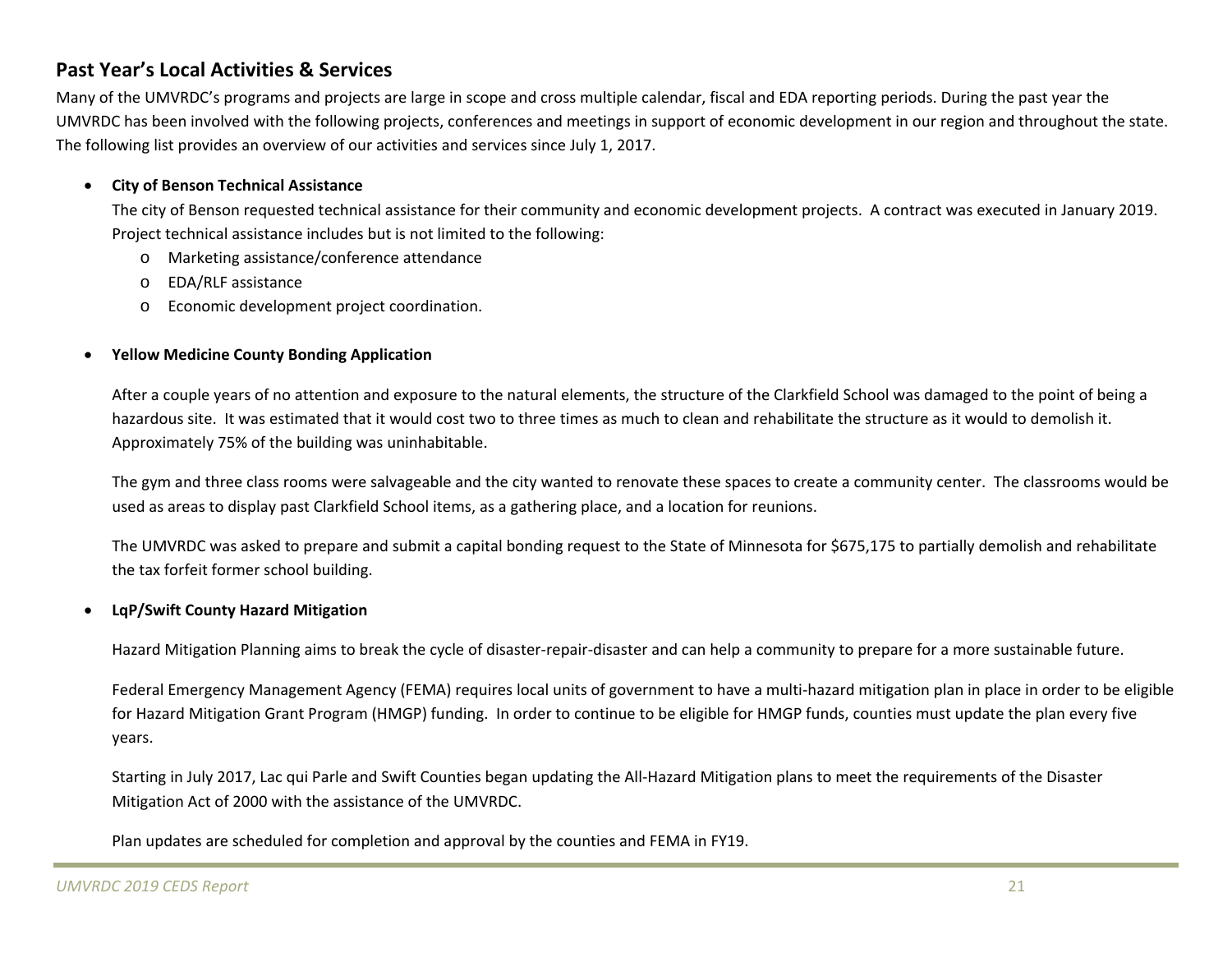## Past Year's Local Activities & Services

Many of the UMVRDC's programs and projects are large in scope and cross multiple calendar, fiscal and EDA reporting periods. During the past year the UMVRDC has been involved with the following projects, conferences and meetings in support of economic development in our region and throughout the state. The following list provides an overview of our activities and services since July 1, 2017.

- **City of Benson Technical Assistance**

  The city of Benson requested technical assistance for their community and economic development projects. A contract was executed in January 2019. Project technical assistance includes but is not limited to the following:
  - Marketing assistance/conference attendance
  - EDA/RLF assistance
  - Economic development project coordination.

- **Yellow Medicine County Bonding Application**

  After a couple years of no attention and exposure to the natural elements, the structure of the Clarkfield School was damaged to the point of being a hazardous site. It was estimated that it would cost two to three times as much to clean and rehabilitate the structure as it would to demolish it. Approximately 75% of the building was uninhabitable.

  The gym and three class rooms were salvageable and the city wanted to renovate these spaces to create a community center. The classrooms would be used as areas to display past Clarkfield School items, as a gathering place, and a location for reunions.

  The UMVRDC was asked to prepare and submit a capital bonding request to the State of Minnesota for $675,175 to partially demolish and rehabilitate the tax forfeit former school building.

- **LqP/Swift County Hazard Mitigation**

  Hazard Mitigation Planning aims to break the cycle of disaster-repair-disaster and can help a community to prepare for a more sustainable future.

  Federal Emergency Management Agency (FEMA) requires local units of government to have a multi-hazard mitigation plan in place in order to be eligible for Hazard Mitigation Grant Program (HMGP) funding. In order to continue to be eligible for HMGP funds, counties must update the plan every five years.

  Starting in July 2017, Lac qui Parle and Swift Counties began updating the All-Hazard Mitigation plans to meet the requirements of the Disaster Mitigation Act of 2000 with the assistance of the UMVRDC.

  Plan updates are scheduled for completion and approval by the counties and FEMA in FY19.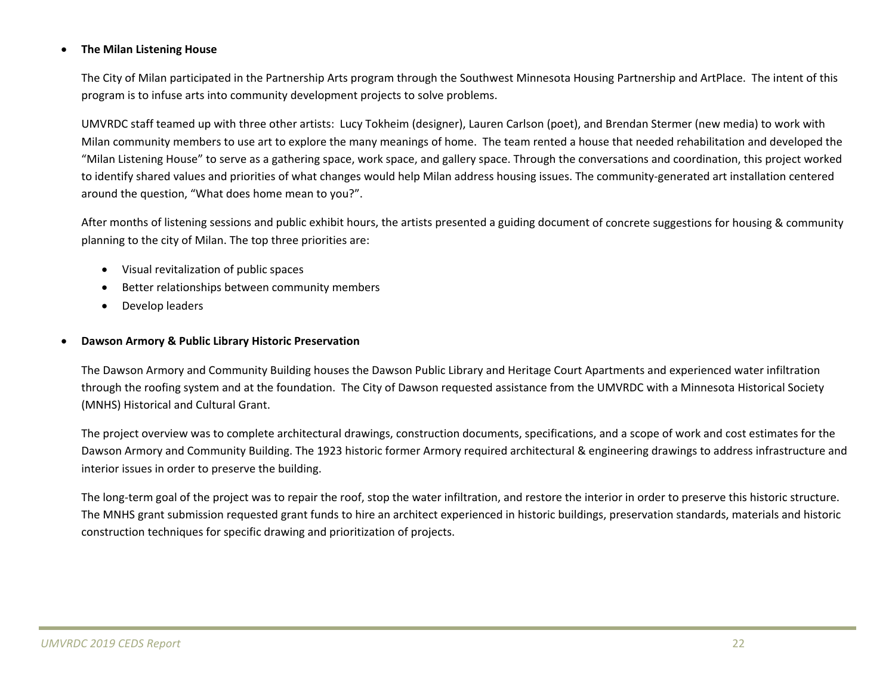- **The Milan Listening House**

  The City of Milan participated in the Partnership Arts program through the Southwest Minnesota Housing Partnership and ArtPlace. The intent of this program is to infuse arts into community development projects to solve problems.

  UMVRDC staff teamed up with three other artists: Lucy Tokheim (designer), Lauren Carlson (poet), and Brendan Stermer (new media) to work with Milan community members to use art to explore the many meanings of home. The team rented a house that needed rehabilitation and developed the "Milan Listening House" to serve as a gathering space, work space, and gallery space. Through the conversations and coordination, this project worked to identify shared values and priorities of what changes would help Milan address housing issues. The community-generated art installation centered around the question, "What does home mean to you?".

  After months of listening sessions and public exhibit hours, the artists presented a guiding document of concrete suggestions for housing & community planning to the city of Milan. The top three priorities are:

  - Visual revitalization of public spaces
  - Better relationships between community members
  - Develop leaders

- **Dawson Armory & Public Library Historic Preservation**

  The Dawson Armory and Community Building houses the Dawson Public Library and Heritage Court Apartments and experienced water infiltration through the roofing system and at the foundation. The City of Dawson requested assistance from the UMVRDC with a Minnesota Historical Society (MNHS) Historical and Cultural Grant.

  The project overview was to complete architectural drawings, construction documents, specifications, and a scope of work and cost estimates for the Dawson Armory and Community Building. The 1923 historic former Armory required architectural & engineering drawings to address infrastructure and interior issues in order to preserve the building.

  The long-term goal of the project was to repair the roof, stop the water infiltration, and restore the interior in order to preserve this historic structure. The MNHS grant submission requested grant funds to hire an architect experienced in historic buildings, preservation standards, materials and historic construction techniques for specific drawing and prioritization of projects.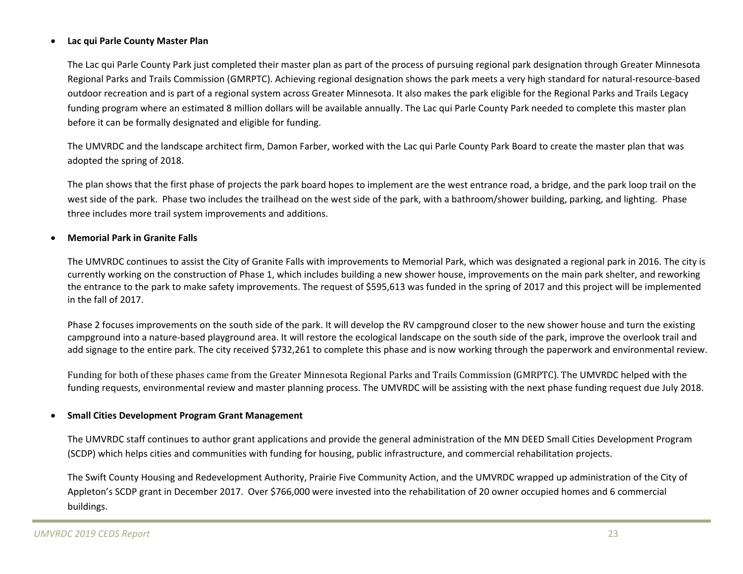- **Lac qui Parle County Master Plan**

  The Lac qui Parle County Park just completed their master plan as part of the process of pursuing regional park designation through Greater Minnesota Regional Parks and Trails Commission (GMRPTC). Achieving regional designation shows the park meets a very high standard for natural-resource-based outdoor recreation and is part of a regional system across Greater Minnesota. It also makes the park eligible for the Regional Parks and Trails Legacy funding program where an estimated 8 million dollars will be available annually. The Lac qui Parle County Park needed to complete this master plan before it can be formally designated and eligible for funding.

  The UMVRDC and the landscape architect firm, Damon Farber, worked with the Lac qui Parle County Park Board to create the master plan that was adopted the spring of 2018.

  The plan shows that the first phase of projects the park board hopes to implement are the west entrance road, a bridge, and the park loop trail on the west side of the park. Phase two includes the trailhead on the west side of the park, with a bathroom/shower building, parking, and lighting. Phase three includes more trail system improvements and additions.

- **Memorial Park in Granite Falls**

  The UMVRDC continues to assist the City of Granite Falls with improvements to Memorial Park, which was designated a regional park in 2016. The city is currently working on the construction of Phase 1, which includes building a new shower house, improvements on the main park shelter, and reworking the entrance to the park to make safety improvements. The request of $595,613 was funded in the spring of 2017 and this project will be implemented in the fall of 2017.

  Phase 2 focuses improvements on the south side of the park. It will develop the RV campground closer to the new shower house and turn the existing campground into a nature-based playground area. It will restore the ecological landscape on the south side of the park, improve the overlook trail and add signage to the entire park. The city received $732,261 to complete this phase and is now working through the paperwork and environmental review.

  Funding for both of these phases came from the Greater Minnesota Regional Parks and Trails Commission (GMRPTC). The UMVRDC helped with the funding requests, environmental review and master planning process. The UMVRDC will be assisting with the next phase funding request due July 2018.

- **Small Cities Development Program Grant Management**

  The UMVRDC staff continues to author grant applications and provide the general administration of the MN DEED Small Cities Development Program (SCDP) which helps cities and communities with funding for housing, public infrastructure, and commercial rehabilitation projects.

  The Swift County Housing and Redevelopment Authority, Prairie Five Community Action, and the UMVRDC wrapped up administration of the City of Appleton's SCDP grant in December 2017. Over $766,000 were invested into the rehabilitation of 20 owner occupied homes and 6 commercial buildings.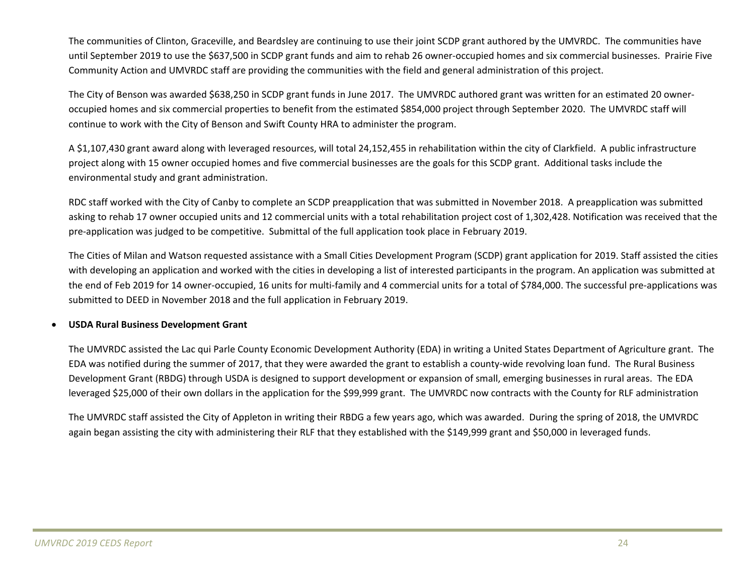The communities of Clinton, Graceville, and Beardsley are continuing to use their joint SCDP grant authored by the UMVRDC. The communities have until September 2019 to use the $637,500 in SCDP grant funds and aim to rehab 26 owner-occupied homes and six commercial businesses. Prairie Five Community Action and UMVRDC staff are providing the communities with the field and general administration of this project.

The City of Benson was awarded $638,250 in SCDP grant funds in June 2017. The UMVRDC authored grant was written for an estimated 20 owner-occupied homes and six commercial properties to benefit from the estimated $854,000 project through September 2020. The UMVRDC staff will continue to work with the City of Benson and Swift County HRA to administer the program.

A $1,107,430 grant award along with leveraged resources, will total 24,152,455 in rehabilitation within the city of Clarkfield. A public infrastructure project along with 15 owner occupied homes and five commercial businesses are the goals for this SCDP grant. Additional tasks include the environmental study and grant administration.

RDC staff worked with the City of Canby to complete an SCDP preapplication that was submitted in November 2018. A preapplication was submitted asking to rehab 17 owner occupied units and 12 commercial units with a total rehabilitation project cost of 1,302,428. Notification was received that the pre-application was judged to be competitive. Submittal of the full application took place in February 2019.

The Cities of Milan and Watson requested assistance with a Small Cities Development Program (SCDP) grant application for 2019. Staff assisted the cities with developing an application and worked with the cities in developing a list of interested participants in the program. An application was submitted at the end of Feb 2019 for 14 owner-occupied, 16 units for multi-family and 4 commercial units for a total of $784,000. The successful pre-applications was submitted to DEED in November 2018 and the full application in February 2019.

- **USDA Rural Business Development Grant**

The UMVRDC assisted the Lac qui Parle County Economic Development Authority (EDA) in writing a United States Department of Agriculture grant. The EDA was notified during the summer of 2017, that they were awarded the grant to establish a county-wide revolving loan fund. The Rural Business Development Grant (RBDG) through USDA is designed to support development or expansion of small, emerging businesses in rural areas. The EDA leveraged $25,000 of their own dollars in the application for the $99,999 grant. The UMVRDC now contracts with the County for RLF administration

The UMVRDC staff assisted the City of Appleton in writing their RBDG a few years ago, which was awarded. During the spring of 2018, the UMVRDC again began assisting the city with administering their RLF that they established with the $149,999 grant and $50,000 in leveraged funds.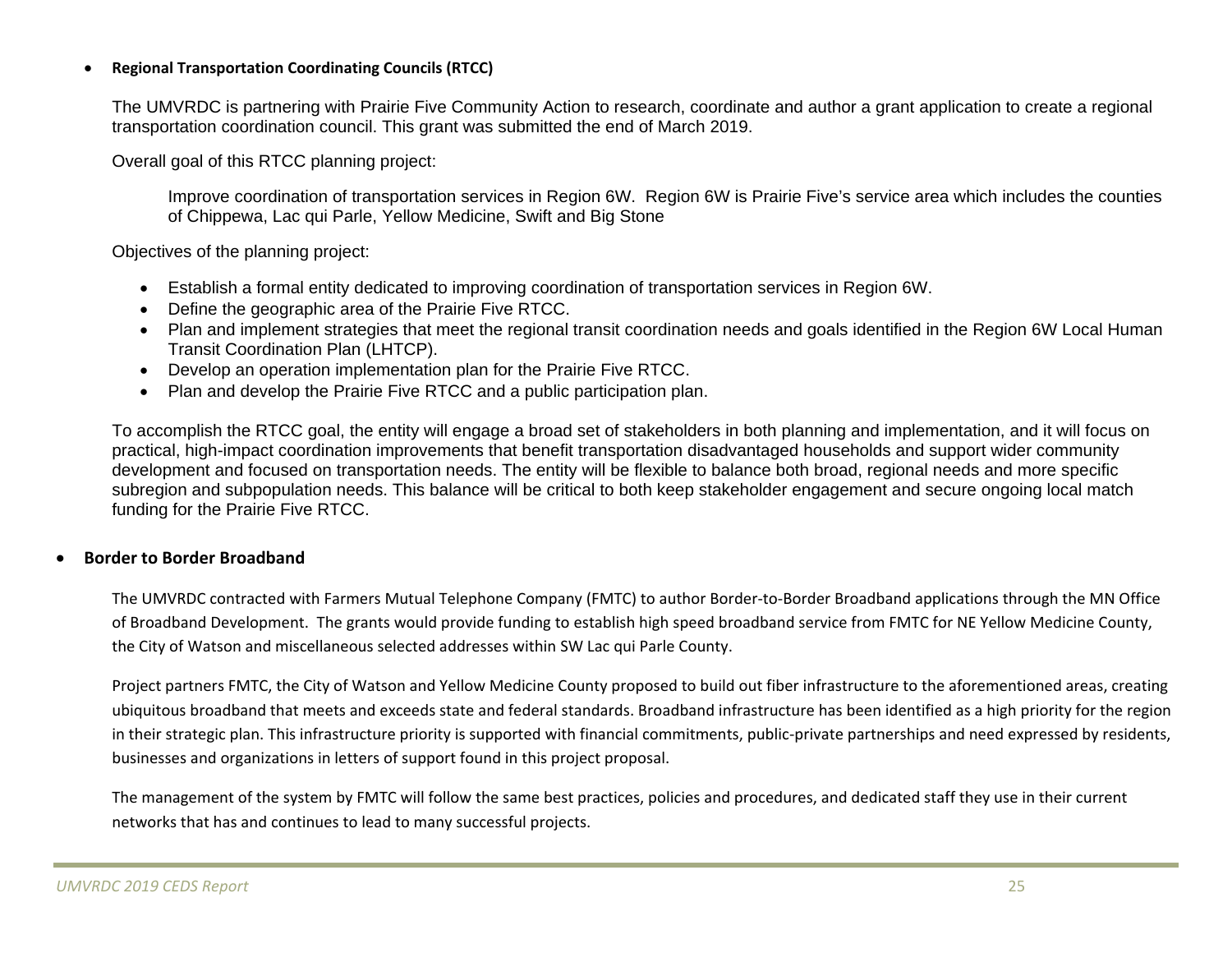- **Regional Transportation Coordinating Councils (RTCC)**

  The UMVRDC is partnering with Prairie Five Community Action to research, coordinate and author a grant application to create a regional transportation coordination council. This grant was submitted the end of March 2019.

  Overall goal of this RTCC planning project:

  > Improve coordination of transportation services in Region 6W. Region 6W is Prairie Five's service area which includes the counties of Chippewa, Lac qui Parle, Yellow Medicine, Swift and Big Stone

  Objectives of the planning project:

  - Establish a formal entity dedicated to improving coordination of transportation services in Region 6W.
  - Define the geographic area of the Prairie Five RTCC.
  - Plan and implement strategies that meet the regional transit coordination needs and goals identified in the Region 6W Local Human Transit Coordination Plan (LHTCP).
  - Develop an operation implementation plan for the Prairie Five RTCC.
  - Plan and develop the Prairie Five RTCC and a public participation plan.

  To accomplish the RTCC goal, the entity will engage a broad set of stakeholders in both planning and implementation, and it will focus on practical, high-impact coordination improvements that benefit transportation disadvantaged households and support wider community development and focused on transportation needs. The entity will be flexible to balance both broad, regional needs and more specific subregion and subpopulation needs. This balance will be critical to both keep stakeholder engagement and secure ongoing local match funding for the Prairie Five RTCC.

- **Border to Border Broadband**

  The UMVRDC contracted with Farmers Mutual Telephone Company (FMTC) to author Border-to-Border Broadband applications through the MN Office of Broadband Development. The grants would provide funding to establish high speed broadband service from FMTC for NE Yellow Medicine County, the City of Watson and miscellaneous selected addresses within SW Lac qui Parle County.

  Project partners FMTC, the City of Watson and Yellow Medicine County proposed to build out fiber infrastructure to the aforementioned areas, creating ubiquitous broadband that meets and exceeds state and federal standards. Broadband infrastructure has been identified as a high priority for the region in their strategic plan. This infrastructure priority is supported with financial commitments, public-private partnerships and need expressed by residents, businesses and organizations in letters of support found in this project proposal.

  The management of the system by FMTC will follow the same best practices, policies and procedures, and dedicated staff they use in their current networks that has and continues to lead to many successful projects.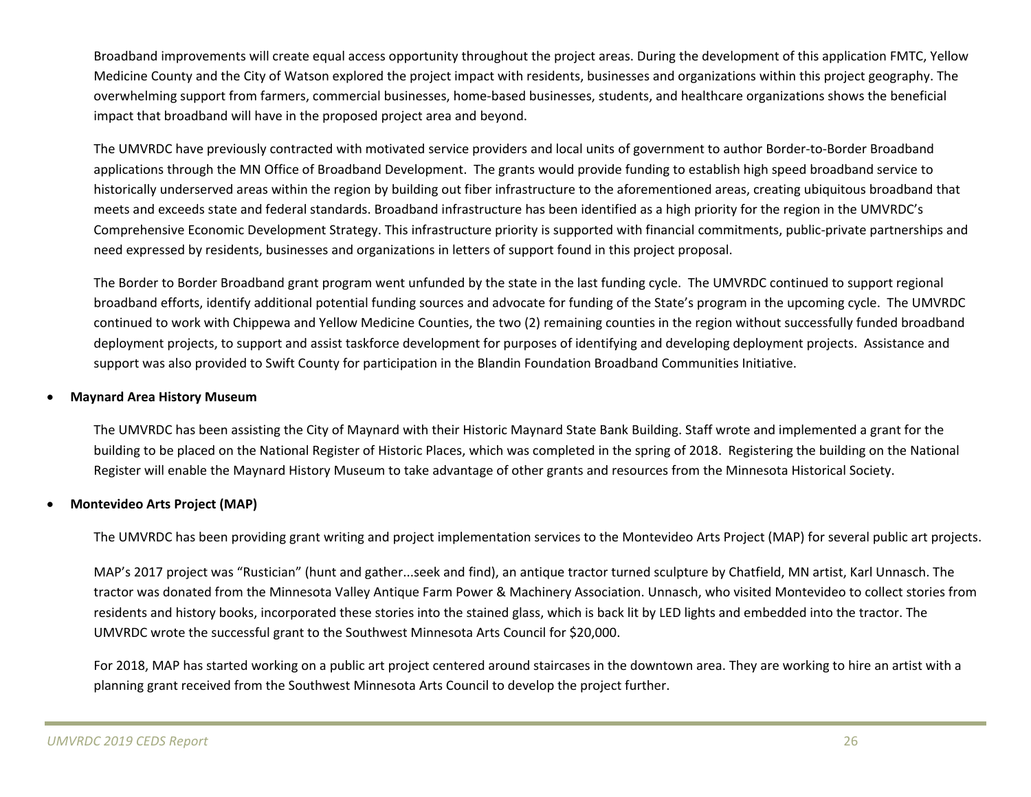Broadband improvements will create equal access opportunity throughout the project areas. During the development of this application FMTC, Yellow Medicine County and the City of Watson explored the project impact with residents, businesses and organizations within this project geography. The overwhelming support from farmers, commercial businesses, home-based businesses, students, and healthcare organizations shows the beneficial impact that broadband will have in the proposed project area and beyond.

The UMVRDC have previously contracted with motivated service providers and local units of government to author Border-to-Border Broadband applications through the MN Office of Broadband Development. The grants would provide funding to establish high speed broadband service to historically underserved areas within the region by building out fiber infrastructure to the aforementioned areas, creating ubiquitous broadband that meets and exceeds state and federal standards. Broadband infrastructure has been identified as a high priority for the region in the UMVRDC's Comprehensive Economic Development Strategy. This infrastructure priority is supported with financial commitments, public-private partnerships and need expressed by residents, businesses and organizations in letters of support found in this project proposal.

The Border to Border Broadband grant program went unfunded by the state in the last funding cycle. The UMVRDC continued to support regional broadband efforts, identify additional potential funding sources and advocate for funding of the State's program in the upcoming cycle. The UMVRDC continued to work with Chippewa and Yellow Medicine Counties, the two (2) remaining counties in the region without successfully funded broadband deployment projects, to support and assist taskforce development for purposes of identifying and developing deployment projects. Assistance and support was also provided to Swift County for participation in the Blandin Foundation Broadband Communities Initiative.

- **Maynard Area History Museum**

The UMVRDC has been assisting the City of Maynard with their Historic Maynard State Bank Building. Staff wrote and implemented a grant for the building to be placed on the National Register of Historic Places, which was completed in the spring of 2018. Registering the building on the National Register will enable the Maynard History Museum to take advantage of other grants and resources from the Minnesota Historical Society.

- **Montevideo Arts Project (MAP)**

The UMVRDC has been providing grant writing and project implementation services to the Montevideo Arts Project (MAP) for several public art projects.

MAP's 2017 project was "Rustician" (hunt and gather...seek and find), an antique tractor turned sculpture by Chatfield, MN artist, Karl Unnasch. The tractor was donated from the Minnesota Valley Antique Farm Power & Machinery Association. Unnasch, who visited Montevideo to collect stories from residents and history books, incorporated these stories into the stained glass, which is back lit by LED lights and embedded into the tractor. The UMVRDC wrote the successful grant to the Southwest Minnesota Arts Council for $20,000.

For 2018, MAP has started working on a public art project centered around staircases in the downtown area. They are working to hire an artist with a planning grant received from the Southwest Minnesota Arts Council to develop the project further.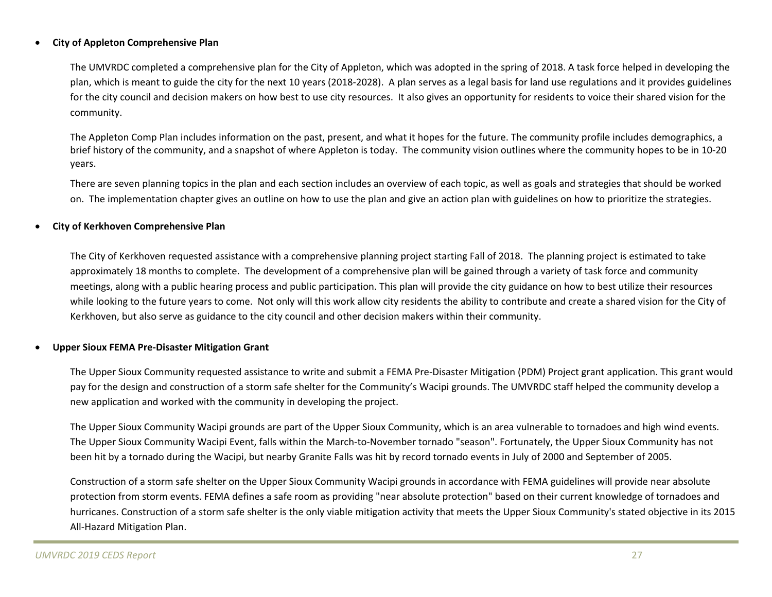- **City of Appleton Comprehensive Plan**

  The UMVRDC completed a comprehensive plan for the City of Appleton, which was adopted in the spring of 2018. A task force helped in developing the plan, which is meant to guide the city for the next 10 years (2018-2028). A plan serves as a legal basis for land use regulations and it provides guidelines for the city council and decision makers on how best to use city resources. It also gives an opportunity for residents to voice their shared vision for the community.

  The Appleton Comp Plan includes information on the past, present, and what it hopes for the future. The community profile includes demographics, a brief history of the community, and a snapshot of where Appleton is today. The community vision outlines where the community hopes to be in 10-20 years.

  There are seven planning topics in the plan and each section includes an overview of each topic, as well as goals and strategies that should be worked on. The implementation chapter gives an outline on how to use the plan and give an action plan with guidelines on how to prioritize the strategies.

- **City of Kerkhoven Comprehensive Plan**

  The City of Kerkhoven requested assistance with a comprehensive planning project starting Fall of 2018. The planning project is estimated to take approximately 18 months to complete. The development of a comprehensive plan will be gained through a variety of task force and community meetings, along with a public hearing process and public participation. This plan will provide the city guidance on how to best utilize their resources while looking to the future years to come. Not only will this work allow city residents the ability to contribute and create a shared vision for the City of Kerkhoven, but also serve as guidance to the city council and other decision makers within their community.

- **Upper Sioux FEMA Pre-Disaster Mitigation Grant**

  The Upper Sioux Community requested assistance to write and submit a FEMA Pre-Disaster Mitigation (PDM) Project grant application. This grant would pay for the design and construction of a storm safe shelter for the Community's Wacipi grounds. The UMVRDC staff helped the community develop a new application and worked with the community in developing the project.

  The Upper Sioux Community Wacipi grounds are part of the Upper Sioux Community, which is an area vulnerable to tornadoes and high wind events. The Upper Sioux Community Wacipi Event, falls within the March-to-November tornado "season". Fortunately, the Upper Sioux Community has not been hit by a tornado during the Wacipi, but nearby Granite Falls was hit by record tornado events in July of 2000 and September of 2005.

  Construction of a storm safe shelter on the Upper Sioux Community Wacipi grounds in accordance with FEMA guidelines will provide near absolute protection from storm events. FEMA defines a safe room as providing "near absolute protection" based on their current knowledge of tornadoes and hurricanes. Construction of a storm safe shelter is the only viable mitigation activity that meets the Upper Sioux Community's stated objective in its 2015 All-Hazard Mitigation Plan.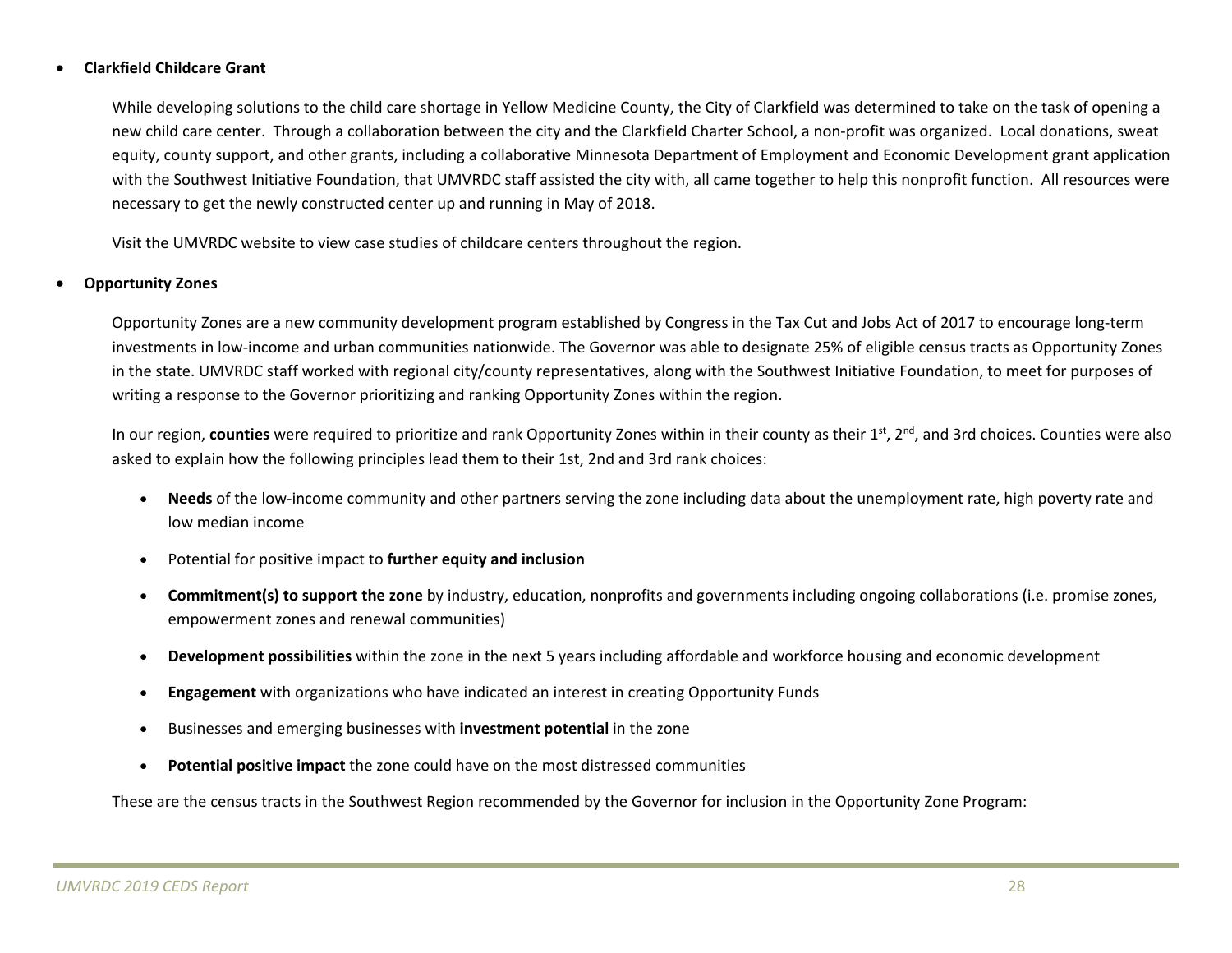- **Clarkfield Childcare Grant**

  While developing solutions to the child care shortage in Yellow Medicine County, the City of Clarkfield was determined to take on the task of opening a new child care center. Through a collaboration between the city and the Clarkfield Charter School, a non-profit was organized. Local donations, sweat equity, county support, and other grants, including a collaborative Minnesota Department of Employment and Economic Development grant application with the Southwest Initiative Foundation, that UMVRDC staff assisted the city with, all came together to help this nonprofit function. All resources were necessary to get the newly constructed center up and running in May of 2018.

  Visit the UMVRDC website to view case studies of childcare centers throughout the region.

- **Opportunity Zones**

  Opportunity Zones are a new community development program established by Congress in the Tax Cut and Jobs Act of 2017 to encourage long-term investments in low-income and urban communities nationwide. The Governor was able to designate 25% of eligible census tracts as Opportunity Zones in the state. UMVRDC staff worked with regional city/county representatives, along with the Southwest Initiative Foundation, to meet for purposes of writing a response to the Governor prioritizing and ranking Opportunity Zones within the region.

  In our region, **counties** were required to prioritize and rank Opportunity Zones within in their county as their 1st, 2nd, and 3rd choices. Counties were also asked to explain how the following principles lead them to their 1st, 2nd and 3rd rank choices:

  - **Needs** of the low-income community and other partners serving the zone including data about the unemployment rate, high poverty rate and low median income
  - Potential for positive impact to **further equity and inclusion**
  - **Commitment(s) to support the zone** by industry, education, nonprofits and governments including ongoing collaborations (i.e. promise zones, empowerment zones and renewal communities)
  - **Development possibilities** within the zone in the next 5 years including affordable and workforce housing and economic development
  - **Engagement** with organizations who have indicated an interest in creating Opportunity Funds
  - Businesses and emerging businesses with **investment potential** in the zone
  - **Potential positive impact** the zone could have on the most distressed communities

  These are the census tracts in the Southwest Region recommended by the Governor for inclusion in the Opportunity Zone Program: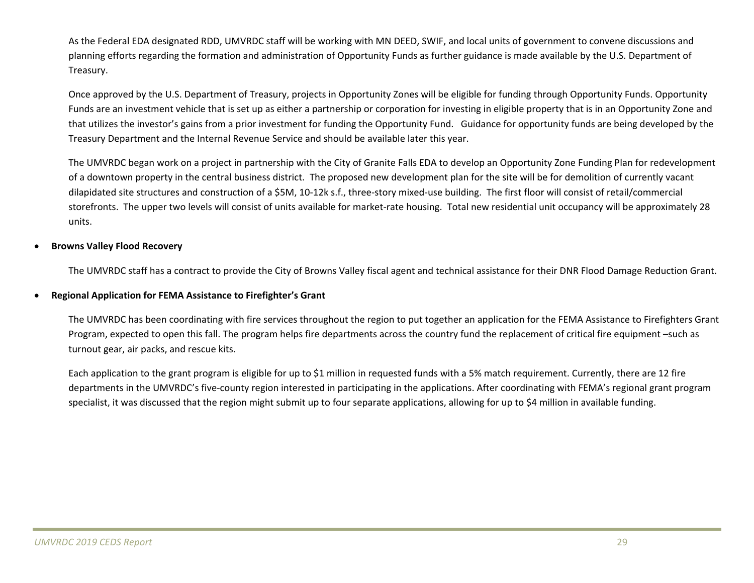As the Federal EDA designated RDD, UMVRDC staff will be working with MN DEED, SWIF, and local units of government to convene discussions and planning efforts regarding the formation and administration of Opportunity Funds as further guidance is made available by the U.S. Department of Treasury.

Once approved by the U.S. Department of Treasury, projects in Opportunity Zones will be eligible for funding through Opportunity Funds. Opportunity Funds are an investment vehicle that is set up as either a partnership or corporation for investing in eligible property that is in an Opportunity Zone and that utilizes the investor's gains from a prior investment for funding the Opportunity Fund. Guidance for opportunity funds are being developed by the Treasury Department and the Internal Revenue Service and should be available later this year.

The UMVRDC began work on a project in partnership with the City of Granite Falls EDA to develop an Opportunity Zone Funding Plan for redevelopment of a downtown property in the central business district. The proposed new development plan for the site will be for demolition of currently vacant dilapidated site structures and construction of a $5M, 10-12k s.f., three-story mixed-use building. The first floor will consist of retail/commercial storefronts. The upper two levels will consist of units available for market-rate housing. Total new residential unit occupancy will be approximately 28 units.

- **Browns Valley Flood Recovery**

  The UMVRDC staff has a contract to provide the City of Browns Valley fiscal agent and technical assistance for their DNR Flood Damage Reduction Grant.

- **Regional Application for FEMA Assistance to Firefighter's Grant**

  The UMVRDC has been coordinating with fire services throughout the region to put together an application for the FEMA Assistance to Firefighters Grant Program, expected to open this fall. The program helps fire departments across the country fund the replacement of critical fire equipment –such as turnout gear, air packs, and rescue kits.

  Each application to the grant program is eligible for up to $1 million in requested funds with a 5% match requirement. Currently, there are 12 fire departments in the UMVRDC's five-county region interested in participating in the applications. After coordinating with FEMA's regional grant program specialist, it was discussed that the region might submit up to four separate applications, allowing for up to $4 million in available funding.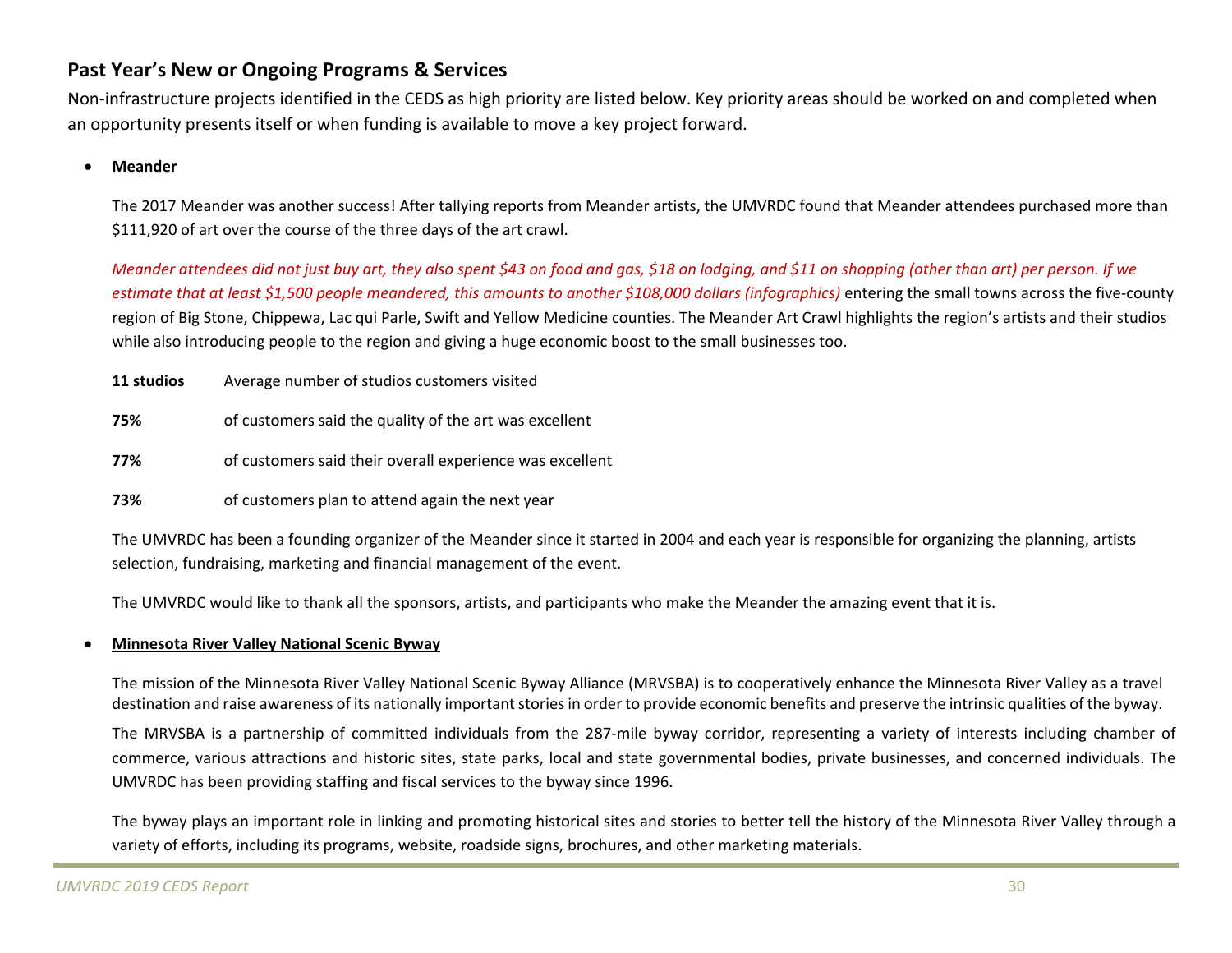## Past Year's New or Ongoing Programs & Services

Non-infrastructure projects identified in the CEDS as high priority are listed below. Key priority areas should be worked on and completed when an opportunity presents itself or when funding is available to move a key project forward.

- **Meander**

  The 2017 Meander was another success! After tallying reports from Meander artists, the UMVRDC found that Meander attendees purchased more than $111,920 of art over the course of the three days of the art crawl.

  *Meander attendees did not just buy art, they also spent $43 on food and gas, $18 on lodging, and $11 on shopping (other than art) per person. If we estimate that at least $1,500 people meandered, this amounts to another $108,000 dollars (infographics)* entering the small towns across the five-county region of Big Stone, Chippewa, Lac qui Parle, Swift and Yellow Medicine counties. The Meander Art Crawl highlights the region's artists and their studios while also introducing people to the region and giving a huge economic boost to the small businesses too.

  | | |
  |---|---|
  | **11 studios** | Average number of studios customers visited |
  | **75%** | of customers said the quality of the art was excellent |
  | **77%** | of customers said their overall experience was excellent |
  | **73%** | of customers plan to attend again the next year |

  The UMVRDC has been a founding organizer of the Meander since it started in 2004 and each year is responsible for organizing the planning, artists selection, fundraising, marketing and financial management of the event.

  The UMVRDC would like to thank all the sponsors, artists, and participants who make the Meander the amazing event that it is.

- **Minnesota River Valley National Scenic Byway**

  The mission of the Minnesota River Valley National Scenic Byway Alliance (MRVSBA) is to cooperatively enhance the Minnesota River Valley as a travel destination and raise awareness of its nationally important stories in order to provide economic benefits and preserve the intrinsic qualities of the byway.

  The MRVSBA is a partnership of committed individuals from the 287-mile byway corridor, representing a variety of interests including chamber of commerce, various attractions and historic sites, state parks, local and state governmental bodies, private businesses, and concerned individuals. The UMVRDC has been providing staffing and fiscal services to the byway since 1996.

  The byway plays an important role in linking and promoting historical sites and stories to better tell the history of the Minnesota River Valley through a variety of efforts, including its programs, website, roadside signs, brochures, and other marketing materials.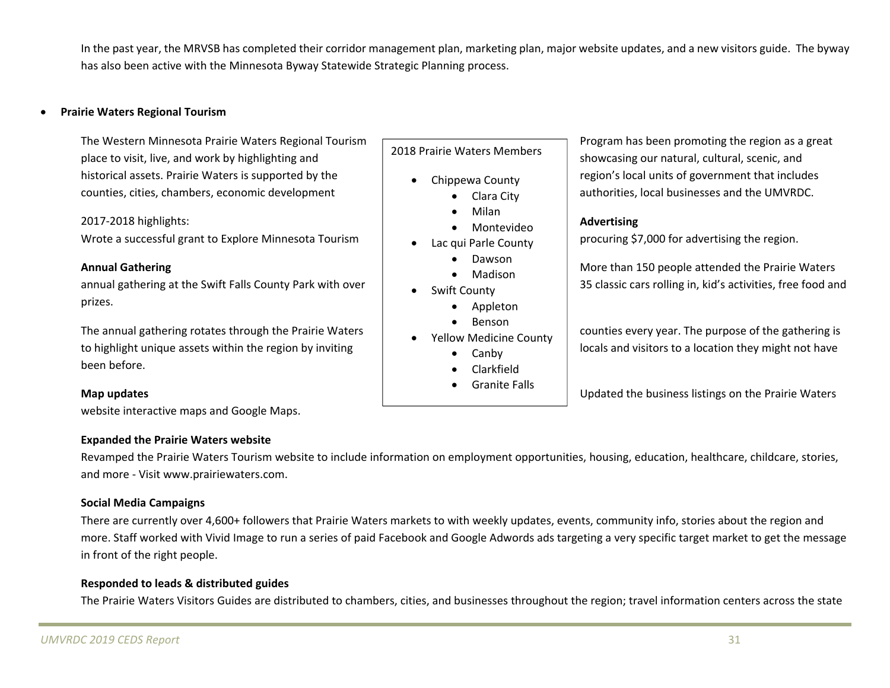In the past year, the MRVSB has completed their corridor management plan, marketing plan, major website updates, and a new visitors guide. The byway has also been active with the Minnesota Byway Statewide Strategic Planning process.

- **Prairie Waters Regional Tourism**

The Western Minnesota Prairie Waters Regional Tourism Program has been promoting the region as a great place to visit, live, and work by highlighting and showcasing our natural, cultural, scenic, and historical assets. Prairie Waters is supported by the region's local units of government that includes counties, cities, chambers, economic development authorities, local businesses and the UMVRDC.

2018 Prairie Waters Members

- Chippewa County
  - Clara City
  - Milan
  - Montevideo
- Lac qui Parle County
  - Dawson
  - Madison
- Swift County
  - Appleton
  - Benson
- Yellow Medicine County
  - Canby
  - Clarkfield
  - Granite Falls

2017-2018 highlights:

**Advertising**
Wrote a successful grant to Explore Minnesota Tourism procuring $7,000 for advertising the region.

**Annual Gathering**
More than 150 people attended the Prairie Waters annual gathering at the Swift Falls County Park with over 35 classic cars rolling in, kid's activities, free food and prizes.

The annual gathering rotates through the Prairie Waters counties every year. The purpose of the gathering is to highlight unique assets within the region by inviting locals and visitors to a location they might not have been before.

**Map updates**
Updated the business listings on the Prairie Waters website interactive maps and Google Maps.

**Expanded the Prairie Waters website**
Revamped the Prairie Waters Tourism website to include information on employment opportunities, housing, education, healthcare, childcare, stories, and more - Visit www.prairiewaters.com.

**Social Media Campaigns**
There are currently over 4,600+ followers that Prairie Waters markets to with weekly updates, events, community info, stories about the region and more. Staff worked with Vivid Image to run a series of paid Facebook and Google Adwords ads targeting a very specific target market to get the message in front of the right people.

**Responded to leads & distributed guides**
The Prairie Waters Visitors Guides are distributed to chambers, cities, and businesses throughout the region; travel information centers across the state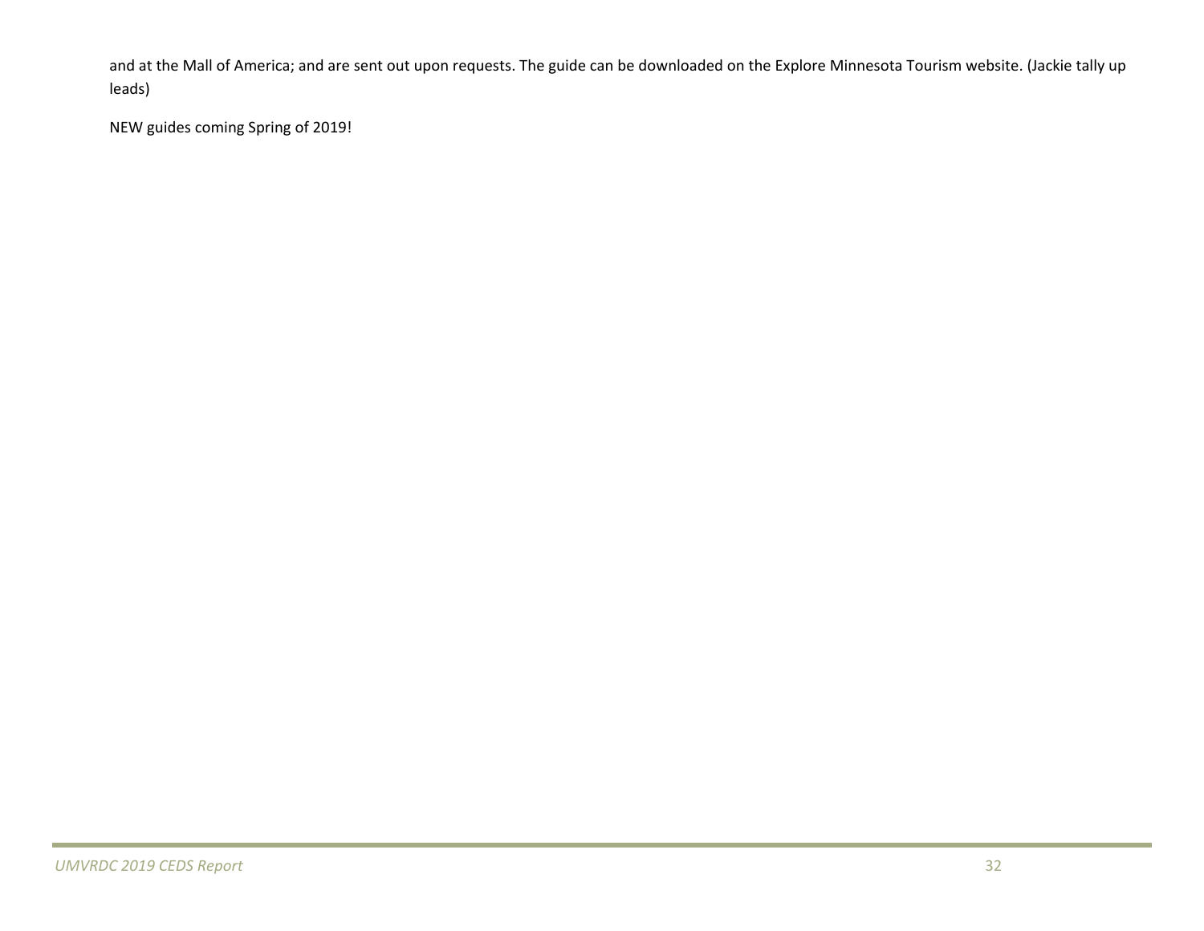and at the Mall of America; and are sent out upon requests. The guide can be downloaded on the Explore Minnesota Tourism website. (Jackie tally up leads)

NEW guides coming Spring of 2019!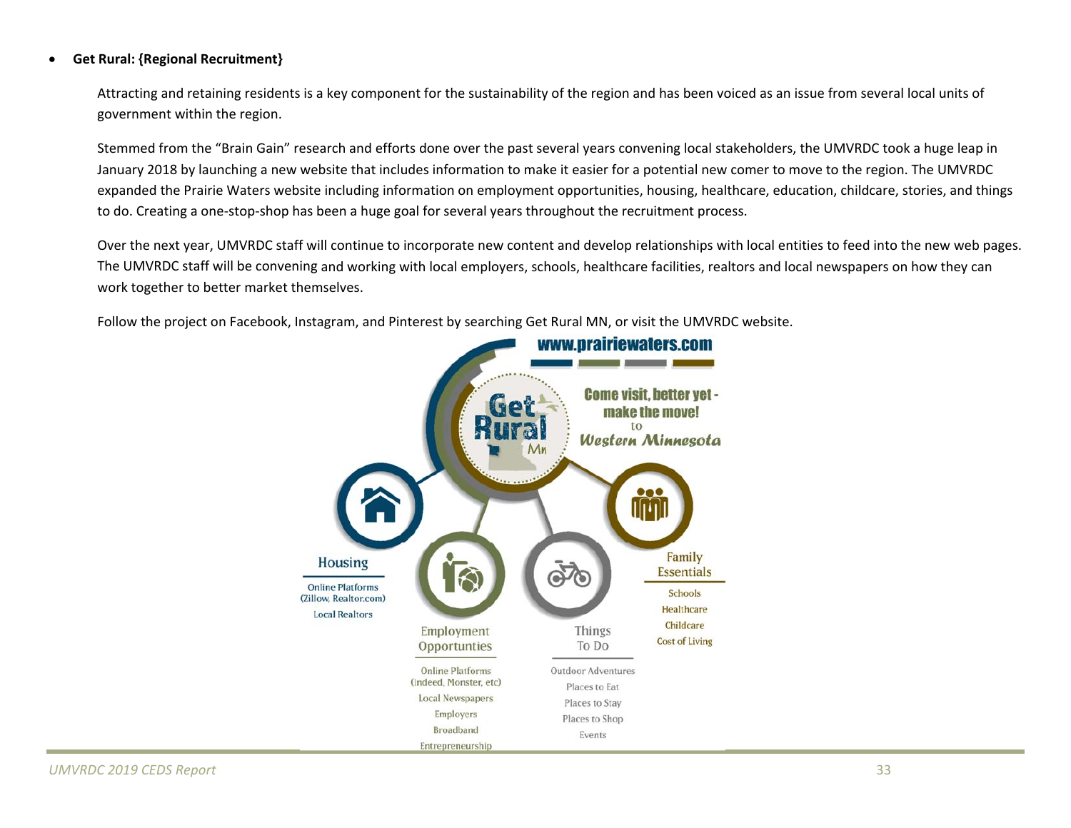- **Get Rural: {Regional Recruitment}**

Attracting and retaining residents is a key component for the sustainability of the region and has been voiced as an issue from several local units of government within the region.

Stemmed from the "Brain Gain" research and efforts done over the past several years convening local stakeholders, the UMVRDC took a huge leap in January 2018 by launching a new website that includes information to make it easier for a potential new comer to move to the region. The UMVRDC expanded the Prairie Waters website including information on employment opportunities, housing, healthcare, education, childcare, stories, and things to do. Creating a one-stop-shop has been a huge goal for several years throughout the recruitment process.

Over the next year, UMVRDC staff will continue to incorporate new content and develop relationships with local entities to feed into the new web pages. The UMVRDC staff will be convening and working with local employers, schools, healthcare facilities, realtors and local newspapers on how they can work together to better market themselves.

Follow the project on Facebook, Instagram, and Pinterest by searching Get Rural MN, or visit the UMVRDC website.

www.prairiewaters.com

Get Rural MN

Come visit, better yet - make the move! to Western Minnesota

Housing
Online Platforms (Zillow, Realtor.com)
Local Realtors

Employment Opportunties
Online Platforms (Indeed, Monster, etc)
Local Newspapers
Employers
Broadband
Entrepreneurship

Things To Do
Outdoor Adventures
Places to Eat
Places to Stay
Places to Shop
Events

Family Essentials
Schools
Healthcare
Childcare
Cost of Living